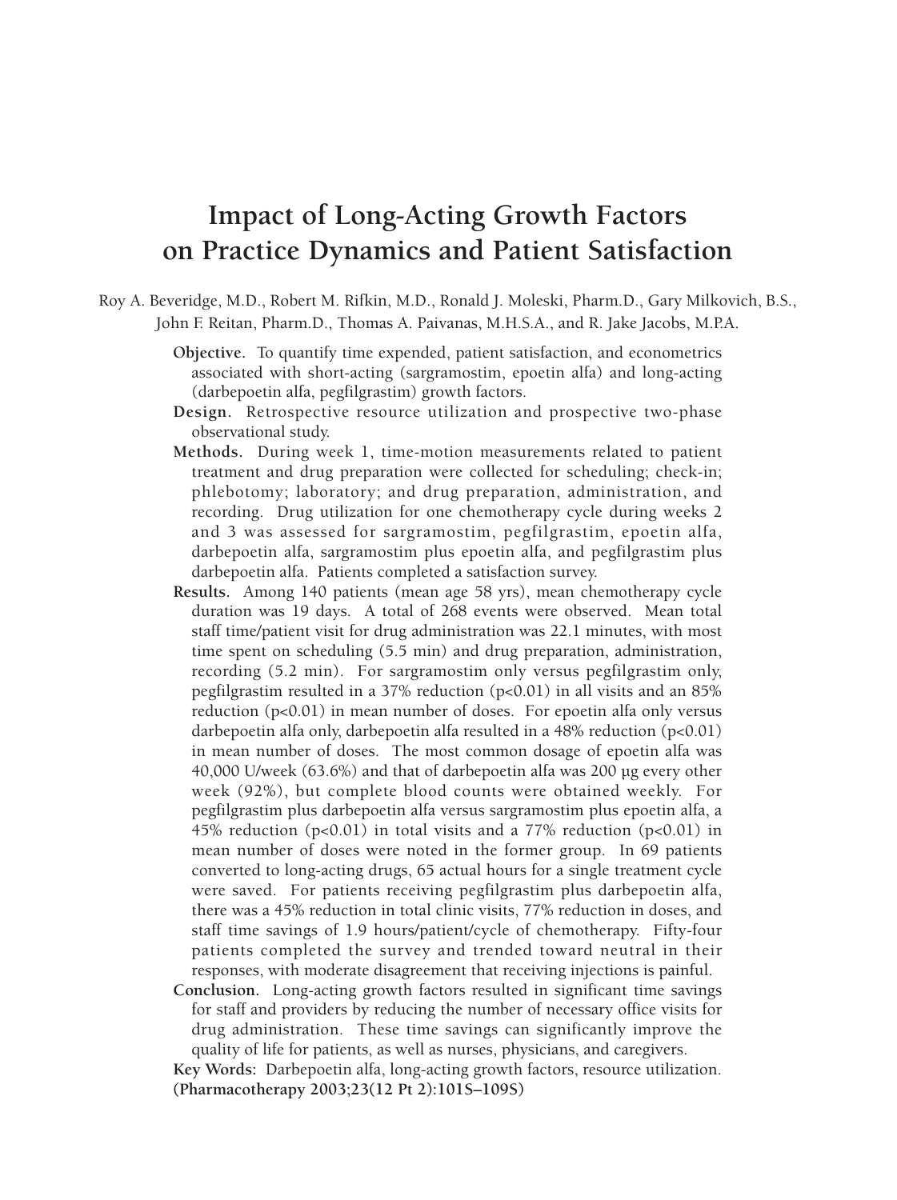# Impact of Long-Acting Growth Factors on Practice Dynamics and Patient Satisfaction

Roy A. Beveridge, M.D., Robert M. Rifkin, M.D., Ronald J. Moleski, Pharm.D., Gary Milkovich, B.S., John F. Reitan, Pharm.D., Thomas A. Paivanas, M.H.S.A., and R. Jake Jacobs, M.P.A.

**Objective.** To quantify time expended, patient satisfaction, and econometrics associated with short-acting (sargramostim, epoetin alfa) and long-acting (darbepoetin alfa, pegfilgrastim) growth factors.

**Design.** Retrospective resource utilization and prospective two-phase observational study.

**Methods.** During week 1, time-motion measurements related to patient treatment and drug preparation were collected for scheduling; check-in; phlebotomy; laboratory; and drug preparation, administration, and recording. Drug utilization for one chemotherapy cycle during weeks 2 and 3 was assessed for sargramostim, pegfilgrastim, epoetin alfa, darbepoetin alfa, sargramostim plus epoetin alfa, and pegfilgrastim plus darbepoetin alfa. Patients completed a satisfaction survey.

**Results.** Among 140 patients (mean age 58 yrs), mean chemotherapy cycle duration was 19 days. A total of 268 events were observed. Mean total staff time/patient visit for drug administration was 22.1 minutes, with most time spent on scheduling (5.5 min) and drug preparation, administration, recording (5.2 min). For sargramostim only versus pegfilgrastim only, pegfilgrastim resulted in a 37% reduction ($p<0.01$) in all visits and an 85% reduction ($p<0.01$) in mean number of doses. For epoetin alfa only versus darbepoetin alfa only, darbepoetin alfa resulted in a 48% reduction ($p<0.01$) in mean number of doses. The most common dosage of epoetin alfa was 40,000 U/week (63.6%) and that of darbepoetin alfa was 200 µg every other week (92%), but complete blood counts were obtained weekly. For pegfilgrastim plus darbepoetin alfa versus sargramostim plus epoetin alfa, a 45% reduction ($p<0.01$) in total visits and a 77% reduction ($p<0.01$) in mean number of doses were noted in the former group. In 69 patients converted to long-acting drugs, 65 actual hours for a single treatment cycle were saved. For patients receiving pegfilgrastim plus darbepoetin alfa, there was a 45% reduction in total clinic visits, 77% reduction in doses, and staff time savings of 1.9 hours/patient/cycle of chemotherapy. Fifty-four patients completed the survey and trended toward neutral in their responses, with moderate disagreement that receiving injections is painful.

**Conclusion.** Long-acting growth factors resulted in significant time savings for staff and providers by reducing the number of necessary office visits for drug administration. These time savings can significantly improve the quality of life for patients, as well as nurses, physicians, and caregivers.

**Key Words:** Darbepoetin alfa, long-acting growth factors, resource utilization.

**(Pharmacotherapy 2003;23(12 Pt 2):101S–109S)**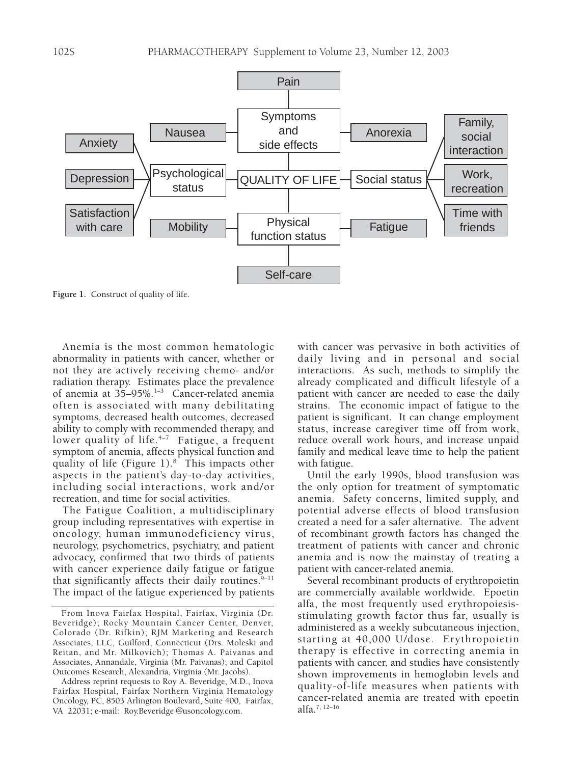Figure 1. Construct of quality of life.

Anemia is the most common hematologic abnormality in patients with cancer, whether or not they are actively receiving chemo- and/or radiation therapy. Estimates place the prevalence of anemia at 35–95%.[1–3] Cancer-related anemia often is associated with many debilitating symptoms, decreased health outcomes, decreased ability to comply with recommended therapy, and lower quality of life.[4–7] Fatigue, a frequent symptom of anemia, affects physical function and quality of life (Figure 1).[8] This impacts other aspects in the patient's day-to-day activities, including social interactions, work and/or recreation, and time for social activities.

The Fatigue Coalition, a multidisciplinary group including representatives with expertise in oncology, human immunodeficiency virus, neurology, psychometrics, psychiatry, and patient advocacy, confirmed that two thirds of patients with cancer experience daily fatigue or fatigue that significantly affects their daily routines.[9–11] The impact of the fatigue experienced by patients with cancer was pervasive in both activities of daily living and in personal and social interactions. As such, methods to simplify the already complicated and difficult lifestyle of a patient with cancer are needed to ease the daily strains. The economic impact of fatigue to the patient is significant. It can change employment status, increase caregiver time off from work, reduce overall work hours, and increase unpaid family and medical leave time to help the patient with fatigue.

Until the early 1990s, blood transfusion was the only option for treatment of symptomatic anemia. Safety concerns, limited supply, and potential adverse effects of blood transfusion created a need for a safer alternative. The advent of recombinant growth factors has changed the treatment of patients with cancer and chronic anemia and is now the mainstay of treating a patient with cancer-related anemia.

Several recombinant products of erythropoietin are commercially available worldwide. Epoetin alfa, the most frequently used erythropoiesis-stimulating growth factor thus far, usually is administered as a weekly subcutaneous injection, starting at 40,000 U/dose. Erythropoietin therapy is effective in correcting anemia in patients with cancer, and studies have consistently shown improvements in hemoglobin levels and quality-of-life measures when patients with cancer-related anemia are treated with epoetin alfa.[7, 12–16]

---

From Inova Fairfax Hospital, Fairfax, Virginia (Dr. Beveridge); Rocky Mountain Cancer Center, Denver, Colorado (Dr. Rifkin); RJM Marketing and Research Associates, LLC, Guilford, Connecticut (Drs. Moleski and Reitan, and Mr. Milkovich); Thomas A. Paivanas and Associates, Annandale, Virginia (Mr. Paivanas); and Capitol Outcomes Research, Alexandria, Virginia (Mr. Jacobs).

Address reprint requests to Roy A. Beveridge, M.D., Inova Fairfax Hospital, Fairfax Northern Virginia Hematology Oncology, PC, 8503 Arlington Boulevard, Suite 400, Fairfax, VA 22031; e-mail: Roy.Beveridge @usoncology.com.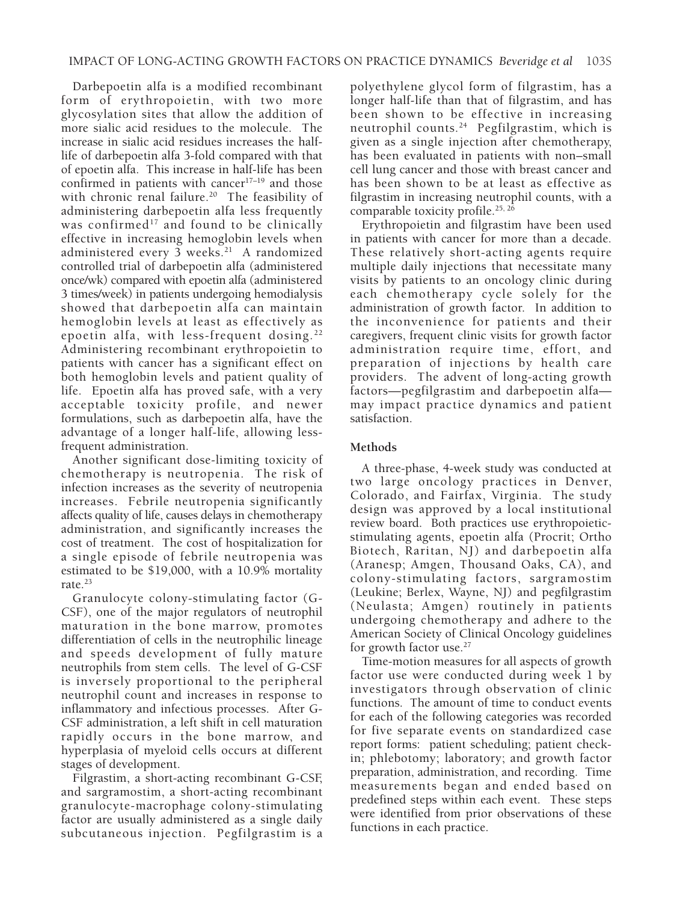Darbepoetin alfa is a modified recombinant form of erythropoietin, with two more glycosylation sites that allow the addition of more sialic acid residues to the molecule. The increase in sialic acid residues increases the half-life of darbepoetin alfa 3-fold compared with that of epoetin alfa. This increase in half-life has been confirmed in patients with cancer[17–19] and those with chronic renal failure.[20] The feasibility of administering darbepoetin alfa less frequently was confirmed[17] and found to be clinically effective in increasing hemoglobin levels when administered every 3 weeks.[21] A randomized controlled trial of darbepoetin alfa (administered once/wk) compared with epoetin alfa (administered 3 times/week) in patients undergoing hemodialysis showed that darbepoetin alfa can maintain hemoglobin levels at least as effectively as epoetin alfa, with less-frequent dosing.[22] Administering recombinant erythropoietin to patients with cancer has a significant effect on both hemoglobin levels and patient quality of life. Epoetin alfa has proved safe, with a very acceptable toxicity profile, and newer formulations, such as darbepoetin alfa, have the advantage of a longer half-life, allowing less-frequent administration.

Another significant dose-limiting toxicity of chemotherapy is neutropenia. The risk of infection increases as the severity of neutropenia increases. Febrile neutropenia significantly affects quality of life, causes delays in chemotherapy administration, and significantly increases the cost of treatment. The cost of hospitalization for a single episode of febrile neutropenia was estimated to be \$19,000, with a 10.9% mortality rate.[23]

Granulocyte colony-stimulating factor (G-CSF), one of the major regulators of neutrophil maturation in the bone marrow, promotes differentiation of cells in the neutrophilic lineage and speeds development of fully mature neutrophils from stem cells. The level of G-CSF is inversely proportional to the peripheral neutrophil count and increases in response to inflammatory and infectious processes. After G-CSF administration, a left shift in cell maturation rapidly occurs in the bone marrow, and hyperplasia of myeloid cells occurs at different stages of development.

Filgrastim, a short-acting recombinant G-CSF, and sargramostim, a short-acting recombinant granulocyte-macrophage colony-stimulating factor are usually administered as a single daily subcutaneous injection. Pegfilgrastim is a polyethylene glycol form of filgrastim, has a longer half-life than that of filgrastim, and has been shown to be effective in increasing neutrophil counts.[24] Pegfilgrastim, which is given as a single injection after chemotherapy, has been evaluated in patients with non–small cell lung cancer and those with breast cancer and has been shown to be at least as effective as filgrastim in increasing neutrophil counts, with a comparable toxicity profile.[25, 26]

Erythropoietin and filgrastim have been used in patients with cancer for more than a decade. These relatively short-acting agents require multiple daily injections that necessitate many visits by patients to an oncology clinic during each chemotherapy cycle solely for the administration of growth factor. In addition to the inconvenience for patients and their caregivers, frequent clinic visits for growth factor administration require time, effort, and preparation of injections by health care providers. The advent of long-acting growth factors—pegfilgrastim and darbepoetin alfa—may impact practice dynamics and patient satisfaction.

## Methods

A three-phase, 4-week study was conducted at two large oncology practices in Denver, Colorado, and Fairfax, Virginia. The study design was approved by a local institutional review board. Both practices use erythropoietic-stimulating agents, epoetin alfa (Procrit; Ortho Biotech, Raritan, NJ) and darbepoetin alfa (Aranesp; Amgen, Thousand Oaks, CA), and colony-stimulating factors, sargramostim (Leukine; Berlex, Wayne, NJ) and pegfilgrastim (Neulasta; Amgen) routinely in patients undergoing chemotherapy and adhere to the American Society of Clinical Oncology guidelines for growth factor use.[27]

Time-motion measures for all aspects of growth factor use were conducted during week 1 by investigators through observation of clinic functions. The amount of time to conduct events for each of the following categories was recorded for five separate events on standardized case report forms: patient scheduling; patient check-in; phlebotomy; laboratory; and growth factor preparation, administration, and recording. Time measurements began and ended based on predefined steps within each event. These steps were identified from prior observations of these functions in each practice.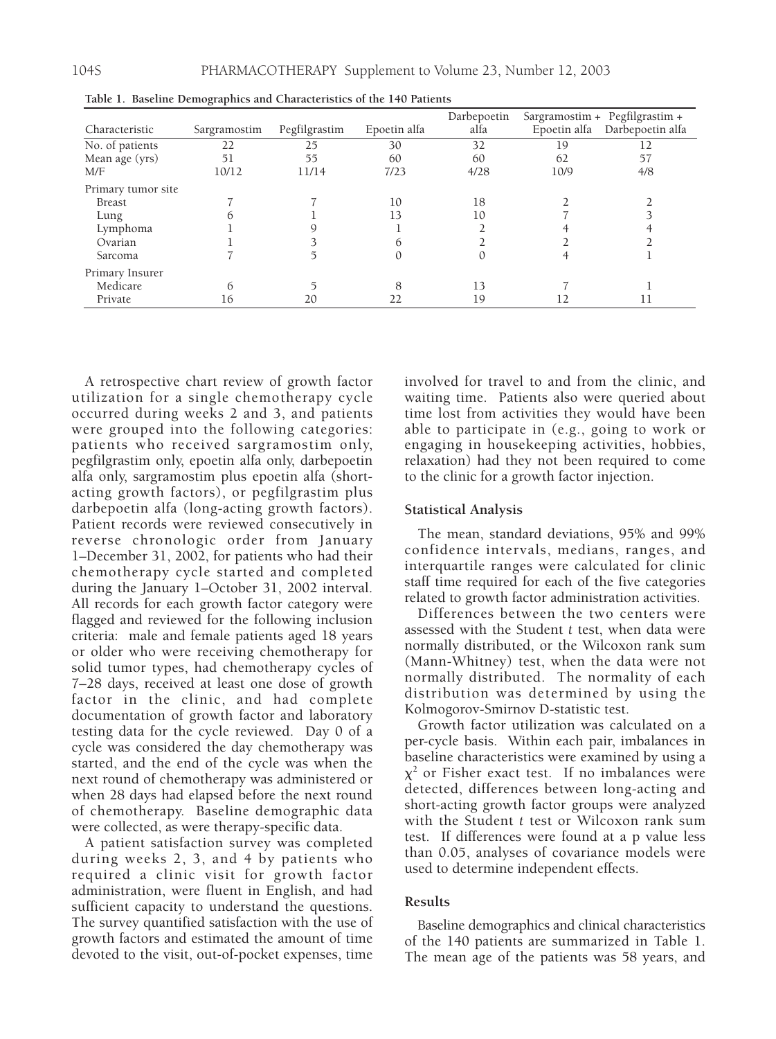**Table 1. Baseline Demographics and Characteristics of the 140 Patients**

| Characteristic | Sargramostim | Pegfilgrastim | Epoetin alfa | Darbepoetin alfa | Sargramostim + Epoetin alfa | Pegfilgrastim + Darbepoetin alfa |
|---|---|---|---|---|---|---|
| No. of patients | 22 | 25 | 30 | 32 | 19 | 12 |
| Mean age (yrs) | 51 | 55 | 60 | 60 | 62 | 57 |
| M/F | 10/12 | 11/14 | 7/23 | 4/28 | 10/9 | 4/8 |
| Primary tumor site | | | | | | |
| Breast | 7 | 7 | 10 | 18 | 2 | 2 |
| Lung | 6 | 1 | 13 | 10 | 7 | 3 |
| Lymphoma | 1 | 9 | 1 | 2 | 4 | 4 |
| Ovarian | 1 | 3 | 6 | 2 | 2 | 2 |
| Sarcoma | 7 | 5 | 0 | 0 | 4 | 1 |
| Primary Insurer | | | | | | |
| Medicare | 6 | 5 | 8 | 13 | 7 | 1 |
| Private | 16 | 20 | 22 | 19 | 12 | 11 |

A retrospective chart review of growth factor utilization for a single chemotherapy cycle occurred during weeks 2 and 3, and patients were grouped into the following categories: patients who received sargramostim only, pegfilgrastim only, epoetin alfa only, darbepoetin alfa only, sargramostim plus epoetin alfa (short-acting growth factors), or pegfilgrastim plus darbepoetin alfa (long-acting growth factors). Patient records were reviewed consecutively in reverse chronologic order from January 1–December 31, 2002, for patients who had their chemotherapy cycle started and completed during the January 1–October 31, 2002 interval. All records for each growth factor category were flagged and reviewed for the following inclusion criteria: male and female patients aged 18 years or older who were receiving chemotherapy for solid tumor types, had chemotherapy cycles of 7–28 days, received at least one dose of growth factor in the clinic, and had complete documentation of growth factor and laboratory testing data for the cycle reviewed. Day 0 of a cycle was considered the day chemotherapy was started, and the end of the cycle was when the next round of chemotherapy was administered or when 28 days had elapsed before the next round of chemotherapy. Baseline demographic data were collected, as were therapy-specific data.

A patient satisfaction survey was completed during weeks 2, 3, and 4 by patients who required a clinic visit for growth factor administration, were fluent in English, and had sufficient capacity to understand the questions. The survey quantified satisfaction with the use of growth factors and estimated the amount of time devoted to the visit, out-of-pocket expenses, time involved for travel to and from the clinic, and waiting time. Patients also were queried about time lost from activities they would have been able to participate in (e.g., going to work or engaging in housekeeping activities, hobbies, relaxation) had they not been required to come to the clinic for a growth factor injection.

### Statistical Analysis

The mean, standard deviations, 95% and 99% confidence intervals, medians, ranges, and interquartile ranges were calculated for clinic staff time required for each of the five categories related to growth factor administration activities.

Differences between the two centers were assessed with the Student *t* test, when data were normally distributed, or the Wilcoxon rank sum (Mann-Whitney) test, when the data were not normally distributed. The normality of each distribution was determined by using the Kolmogorov-Smirnov D-statistic test.

Growth factor utilization was calculated on a per-cycle basis. Within each pair, imbalances in baseline characteristics were examined by using a $\chi^2$ or Fisher exact test. If no imbalances were detected, differences between long-acting and short-acting growth factor groups were analyzed with the Student *t* test or Wilcoxon rank sum test. If differences were found at a p value less than 0.05, analyses of covariance models were used to determine independent effects.

### Results

Baseline demographics and clinical characteristics of the 140 patients are summarized in Table 1. The mean age of the patients was 58 years, and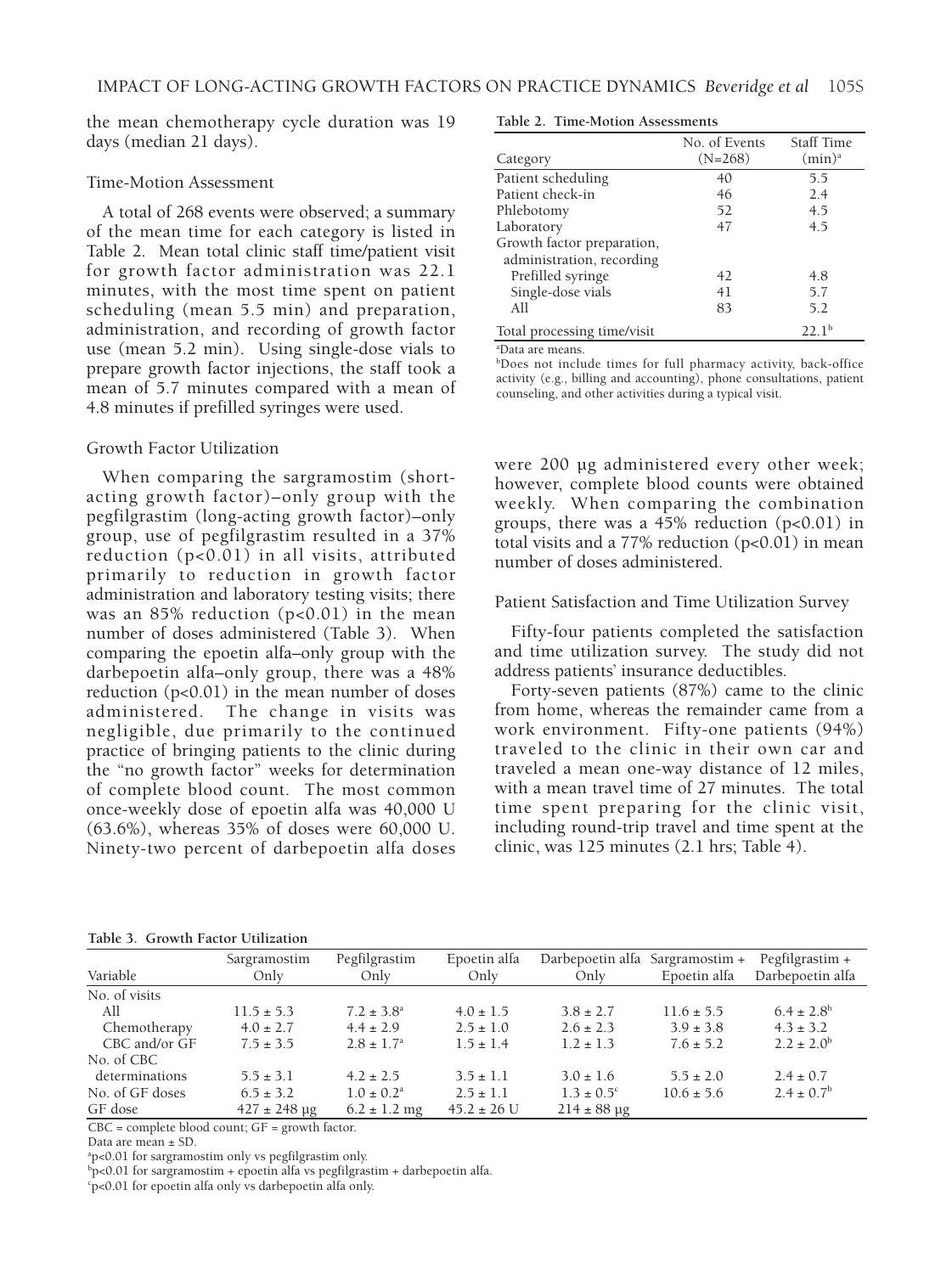the mean chemotherapy cycle duration was 19 days (median 21 days).

### Time-Motion Assessment

A total of 268 events were observed; a summary of the mean time for each category is listed in Table 2. Mean total clinic staff time/patient visit for growth factor administration was 22.1 minutes, with the most time spent on patient scheduling (mean 5.5 min) and preparation, administration, and recording of growth factor use (mean 5.2 min). Using single-dose vials to prepare growth factor injections, the staff took a mean of 5.7 minutes compared with a mean of 4.8 minutes if prefilled syringes were used.

**Table 2. Time-Motion Assessments**

| Category | No. of Events (N=268) | Staff Time (min)[a] |
|---|---|---|
| Patient scheduling | 40 | 5.5 |
| Patient check-in | 46 | 2.4 |
| Phlebotomy | 52 | 4.5 |
| Laboratory | 47 | 4.5 |
| Growth factor preparation, administration, recording | | |
| Prefilled syringe | 42 | 4.8 |
| Single-dose vials | 41 | 5.7 |
| All | 83 | 5.2 |
| Total processing time/visit | | 22.1[b] |

[a]Data are means.
[b]Does not include times for full pharmacy activity, back-office activity (e.g., billing and accounting), phone consultations, patient counseling, and other activities during a typical visit.

### Growth Factor Utilization

When comparing the sargramostim (short-acting growth factor)–only group with the pegfilgrastim (long-acting growth factor)–only group, use of pegfilgrastim resulted in a 37% reduction ($p<0.01$) in all visits, attributed primarily to reduction in growth factor administration and laboratory testing visits; there was an 85% reduction ($p<0.01$) in the mean number of doses administered (Table 3). When comparing the epoetin alfa–only group with the darbepoetin alfa–only group, there was a 48% reduction ($p<0.01$) in the mean number of doses administered. The change in visits was negligible, due primarily to the continued practice of bringing patients to the clinic during the "no growth factor" weeks for determination of complete blood count. The most common once-weekly dose of epoetin alfa was 40,000 U (63.6%), whereas 35% of doses were 60,000 U. Ninety-two percent of darbepoetin alfa doses were 200 µg administered every other week; however, complete blood counts were obtained weekly. When comparing the combination groups, there was a 45% reduction ($p<0.01$) in total visits and a 77% reduction ($p<0.01$) in mean number of doses administered.

### Patient Satisfaction and Time Utilization Survey

Fifty-four patients completed the satisfaction and time utilization survey. The study did not address patients' insurance deductibles.

Forty-seven patients (87%) came to the clinic from home, whereas the remainder came from a work environment. Fifty-one patients (94%) traveled to the clinic in their own car and traveled a mean one-way distance of 12 miles, with a mean travel time of 27 minutes. The total time spent preparing for the clinic visit, including round-trip travel and time spent at the clinic, was 125 minutes (2.1 hrs; Table 4).

**Table 3. Growth Factor Utilization**

| Variable | Sargramostim Only | Pegfilgrastim Only | Epoetin alfa Only | Darbepoetin alfa Only | Sargramostim + Epoetin alfa | Pegfilgrastim + Darbepoetin alfa |
|---|---|---|---|---|---|---|
| No. of visits | | | | | | |
| All | 11.5 ± 5.3 | 7.2 ± 3.8[a] | 4.0 ± 1.5 | 3.8 ± 2.7 | 11.6 ± 5.5 | 6.4 ± 2.8[b] |
| Chemotherapy | 4.0 ± 2.7 | 4.4 ± 2.9 | 2.5 ± 1.0 | 2.6 ± 2.3 | 3.9 ± 3.8 | 4.3 ± 3.2 |
| CBC and/or GF | 7.5 ± 3.5 | 2.8 ± 1.7[a] | 1.5 ± 1.4 | 1.2 ± 1.3 | 7.6 ± 5.2 | 2.2 ± 2.0[b] |
| No. of CBC determinations | 5.5 ± 3.1 | 4.2 ± 2.5 | 3.5 ± 1.1 | 3.0 ± 1.6 | 5.5 ± 2.0 | 2.4 ± 0.7 |
| No. of GF doses | 6.5 ± 3.2 | 1.0 ± 0.2[a] | 2.5 ± 1.1 | 1.3 ± 0.5[c] | 10.6 ± 5.6 | 2.4 ± 0.7[b] |
| GF dose | 427 ± 248 µg | 6.2 ± 1.2 mg | 45.2 ± 26 U | 214 ± 88 µg | | |

CBC = complete blood count; GF = growth factor.
Data are mean ± SD.
[a]$p<0.01$ for sargramostim only vs pegfilgrastim only.
[b]$p<0.01$ for sargramostim + epoetin alfa vs pegfilgrastim + darbepoetin alfa.
[c]$p<0.01$ for epoetin alfa only vs darbepoetin alfa only.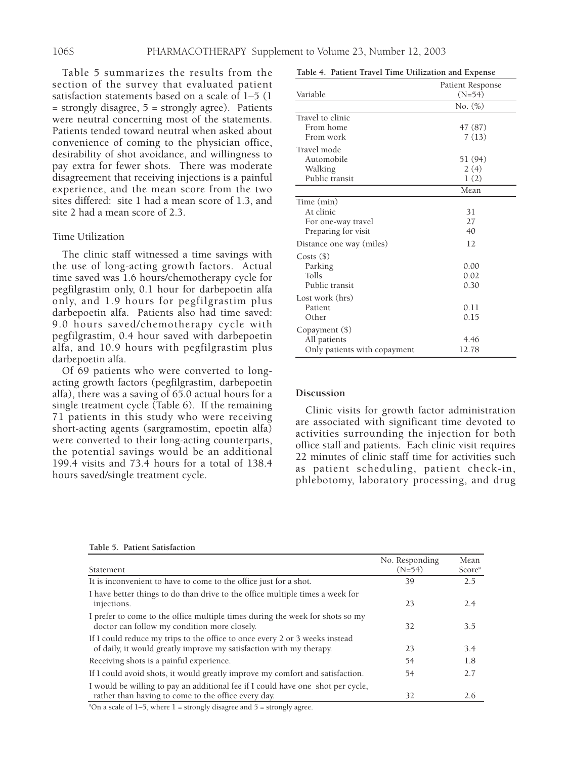Table 5 summarizes the results from the section of the survey that evaluated patient satisfaction statements based on a scale of 1–5 (1 = strongly disagree, 5 = strongly agree). Patients were neutral concerning most of the statements. Patients tended toward neutral when asked about convenience of coming to the physician office, desirability of shot avoidance, and willingness to pay extra for fewer shots. There was moderate disagreement that receiving injections is a painful experience, and the mean score from the two sites differed: site 1 had a mean score of 1.3, and site 2 had a mean score of 2.3.

### Time Utilization

The clinic staff witnessed a time savings with the use of long-acting growth factors. Actual time saved was 1.6 hours/chemotherapy cycle for pegfilgrastim only, 0.1 hour for darbepoetin alfa only, and 1.9 hours for pegfilgrastim plus darbepoetin alfa. Patients also had time saved: 9.0 hours saved/chemotherapy cycle with pegfilgrastim, 0.4 hour saved with darbepoetin alfa, and 10.9 hours with pegfilgrastim plus darbepoetin alfa.

Of 69 patients who were converted to long-acting growth factors (pegfilgrastim, darbepoetin alfa), there was a saving of 65.0 actual hours for a single treatment cycle (Table 6). If the remaining 71 patients in this study who were receiving short-acting agents (sargramostim, epoetin alfa) were converted to their long-acting counterparts, the potential savings would be an additional 199.4 visits and 73.4 hours for a total of 138.4 hours saved/single treatment cycle.

**Table 4. Patient Travel Time Utilization and Expense**

| Variable | Patient Response (N=54) |
|---|---|
| | No. (%) |
| Travel to clinic | |
| From home | 47 (87) |
| From work | 7 (13) |
| Travel mode | |
| Automobile | 51 (94) |
| Walking | 2 (4) |
| Public transit | 1 (2) |
| | Mean |
| Time (min) | |
| At clinic | 31 |
| For one-way travel | 27 |
| Preparing for visit | 40 |
| Distance one way (miles) | 12 |
| Costs ($) | |
| Parking | 0.00 |
| Tolls | 0.02 |
| Public transit | 0.30 |
| Lost work (hrs) | |
| Patient | 0.11 |
| Other | 0.15 |
| Copayment ($) | |
| All patients | 4.46 |
| Only patients with copayment | 12.78 |

## Discussion

Clinic visits for growth factor administration are associated with significant time devoted to activities surrounding the injection for both office staff and patients. Each clinic visit requires 22 minutes of clinic staff time for activities such as patient scheduling, patient check-in, phlebotomy, laboratory processing, and drug

**Table 5. Patient Satisfaction**

| Statement | No. Responding (N=54) | Mean Score[a] |
|---|---|---|
| It is inconvenient to have to come to the office just for a shot. | 39 | 2.5 |
| I have better things to do than drive to the office multiple times a week for injections. | 23 | 2.4 |
| I prefer to come to the office multiple times during the week for shots so my doctor can follow my condition more closely. | 32 | 3.5 |
| If I could reduce my trips to the office to once every 2 or 3 weeks instead of daily, it would greatly improve my satisfaction with my therapy. | 23 | 3.4 |
| Receiving shots is a painful experience. | 54 | 1.8 |
| If I could avoid shots, it would greatly improve my comfort and satisfaction. | 54 | 2.7 |
| I would be willing to pay an additional fee if I could have one shot per cycle, rather than having to come to the office every day. | 32 | 2.6 |

[a]On a scale of 1–5, where 1 = strongly disagree and 5 = strongly agree.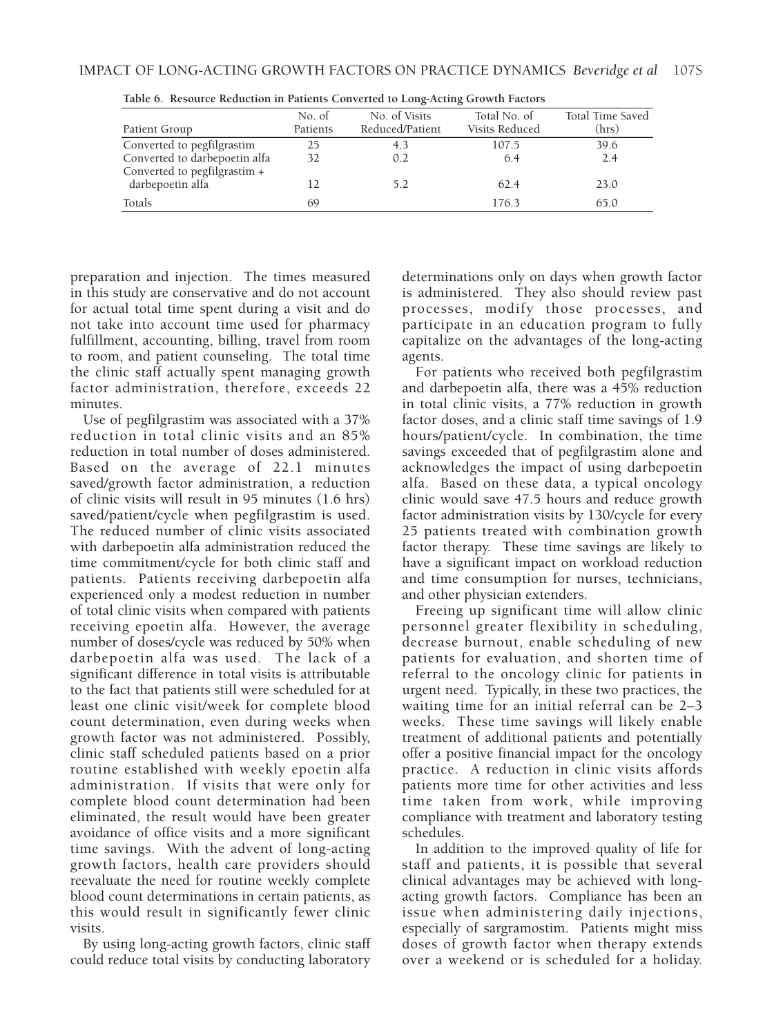**Table 6. Resource Reduction in Patients Converted to Long-Acting Growth Factors**

| Patient Group | No. of Patients | No. of Visits Reduced/Patient | Total No. of Visits Reduced | Total Time Saved (hrs) |
|---|---|---|---|---|
| Converted to pegfilgrastim | 25 | 4.3 | 107.5 | 39.6 |
| Converted to darbepoetin alfa | 32 | 0.2 | 6.4 | 2.4 |
| Converted to pegfilgrastim + darbepoetin alfa | 12 | 5.2 | 62.4 | 23.0 |
| Totals | 69 | | 176.3 | 65.0 |

preparation and injection. The times measured in this study are conservative and do not account for actual total time spent during a visit and do not take into account time used for pharmacy fulfillment, accounting, billing, travel from room to room, and patient counseling. The total time the clinic staff actually spent managing growth factor administration, therefore, exceeds 22 minutes.

Use of pegfilgrastim was associated with a 37% reduction in total clinic visits and an 85% reduction in total number of doses administered. Based on the average of 22.1 minutes saved/growth factor administration, a reduction of clinic visits will result in 95 minutes (1.6 hrs) saved/patient/cycle when pegfilgrastim is used. The reduced number of clinic visits associated with darbepoetin alfa administration reduced the time commitment/cycle for both clinic staff and patients. Patients receiving darbepoetin alfa experienced only a modest reduction in number of total clinic visits when compared with patients receiving epoetin alfa. However, the average number of doses/cycle was reduced by 50% when darbepoetin alfa was used. The lack of a significant difference in total visits is attributable to the fact that patients still were scheduled for at least one clinic visit/week for complete blood count determination, even during weeks when growth factor was not administered. Possibly, clinic staff scheduled patients based on a prior routine established with weekly epoetin alfa administration. If visits that were only for complete blood count determination had been eliminated, the result would have been greater avoidance of office visits and a more significant time savings. With the advent of long-acting growth factors, health care providers should reevaluate the need for routine weekly complete blood count determinations in certain patients, as this would result in significantly fewer clinic visits.

By using long-acting growth factors, clinic staff could reduce total visits by conducting laboratory determinations only on days when growth factor is administered. They also should review past processes, modify those processes, and participate in an education program to fully capitalize on the advantages of the long-acting agents.

For patients who received both pegfilgrastim and darbepoetin alfa, there was a 45% reduction in total clinic visits, a 77% reduction in growth factor doses, and a clinic staff time savings of 1.9 hours/patient/cycle. In combination, the time savings exceeded that of pegfilgrastim alone and acknowledges the impact of using darbepoetin alfa. Based on these data, a typical oncology clinic would save 47.5 hours and reduce growth factor administration visits by 130/cycle for every 25 patients treated with combination growth factor therapy. These time savings are likely to have a significant impact on workload reduction and time consumption for nurses, technicians, and other physician extenders.

Freeing up significant time will allow clinic personnel greater flexibility in scheduling, decrease burnout, enable scheduling of new patients for evaluation, and shorten time of referral to the oncology clinic for patients in urgent need. Typically, in these two practices, the waiting time for an initial referral can be 2–3 weeks. These time savings will likely enable treatment of additional patients and potentially offer a positive financial impact for the oncology practice. A reduction in clinic visits affords patients more time for other activities and less time taken from work, while improving compliance with treatment and laboratory testing schedules.

In addition to the improved quality of life for staff and patients, it is possible that several clinical advantages may be achieved with long-acting growth factors. Compliance has been an issue when administering daily injections, especially of sargramostim. Patients might miss doses of growth factor when therapy extends over a weekend or is scheduled for a holiday.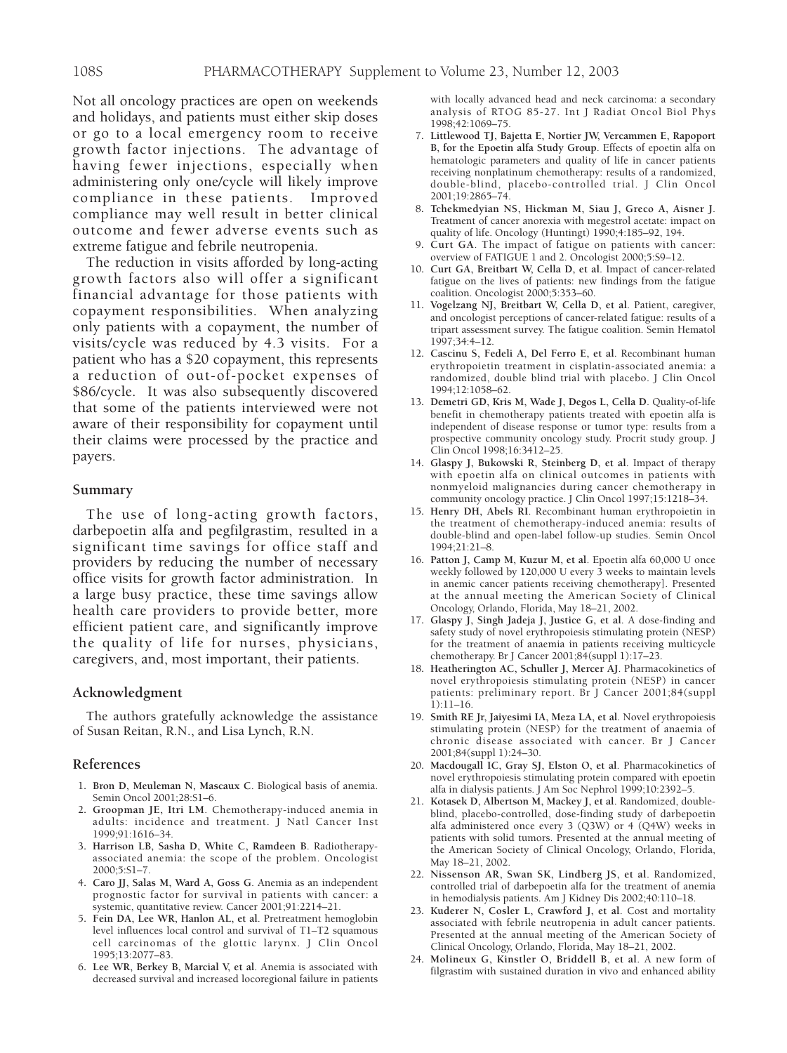Not all oncology practices are open on weekends and holidays, and patients must either skip doses or go to a local emergency room to receive growth factor injections. The advantage of having fewer injections, especially when administering only one/cycle will likely improve compliance in these patients. Improved compliance may well result in better clinical outcome and fewer adverse events such as extreme fatigue and febrile neutropenia.

The reduction in visits afforded by long-acting growth factors also will offer a significant financial advantage for those patients with copayment responsibilities. When analyzing only patients with a copayment, the number of visits/cycle was reduced by 4.3 visits. For a patient who has a $20 copayment, this represents a reduction of out-of-pocket expenses of $86/cycle. It was also subsequently discovered that some of the patients interviewed were not aware of their responsibility for copayment until their claims were processed by the practice and payers.

## Summary

The use of long-acting growth factors, darbepoetin alfa and pegfilgrastim, resulted in a significant time savings for office staff and providers by reducing the number of necessary office visits for growth factor administration. In a large busy practice, these time savings allow health care providers to provide better, more efficient patient care, and significantly improve the quality of life for nurses, physicians, caregivers, and, most important, their patients.

## Acknowledgment

The authors gratefully acknowledge the assistance of Susan Reitan, R.N., and Lisa Lynch, R.N.

## References

1. **Bron D, Meuleman N, Mascaux C**. Biological basis of anemia. Semin Oncol 2001;28:S1–6.
2. **Groopman JE, Itri LM**. Chemotherapy-induced anemia in adults: incidence and treatment. J Natl Cancer Inst 1999;91:1616–34.
3. **Harrison LB, Sasha D, White C, Ramdeen B**. Radiotherapy-associated anemia: the scope of the problem. Oncologist 2000;5:S1–7.
4. **Caro JJ, Salas M, Ward A, Goss G**. Anemia as an independent prognostic factor for survival in patients with cancer: a systemic, quantitative review. Cancer 2001;91:2214–21.
5. **Fein DA, Lee WR, Hanlon AL, et al**. Pretreatment hemoglobin level influences local control and survival of T1–T2 squamous cell carcinomas of the glottic larynx. J Clin Oncol 1995;13:2077–83.
6. **Lee WR, Berkey B, Marcial V, et al**. Anemia is associated with decreased survival and increased locoregional failure in patients with locally advanced head and neck carcinoma: a secondary analysis of RTOG 85-27. Int J Radiat Oncol Biol Phys 1998;42:1069–75.
7. **Littlewood TJ, Bajetta E, Nortier JW, Vercammen E, Rapoport B, for the Epoetin alfa Study Group**. Effects of epoetin alfa on hematologic parameters and quality of life in cancer patients receiving nonplatinum chemotherapy: results of a randomized, double-blind, placebo-controlled trial. J Clin Oncol 2001;19:2865–74.
8. **Tchekmedyian NS, Hickman M, Siau J, Greco A, Aisner J**. Treatment of cancer anorexia with megestrol acetate: impact on quality of life. Oncology (Huntingt) 1990;4:185–92, 194.
9. **Curt GA**. The impact of fatigue on patients with cancer: overview of FATIGUE 1 and 2. Oncologist 2000;5:S9–12.
10. **Curt GA, Breitbart W, Cella D, et al**. Impact of cancer-related fatigue on the lives of patients: new findings from the fatigue coalition. Oncologist 2000;5:353–60.
11. **Vogelzang NJ, Breitbart W, Cella D, et al**. Patient, caregiver, and oncologist perceptions of cancer-related fatigue: results of a tripart assessment survey. The fatigue coalition. Semin Hematol 1997;34:4–12.
12. **Cascinu S, Fedeli A, Del Ferro E, et al**. Recombinant human erythropoietin treatment in cisplatin-associated anemia: a randomized, double blind trial with placebo. J Clin Oncol 1994;12:1058–62.
13. **Demetri GD, Kris M, Wade J, Degos L, Cella D**. Quality-of-life benefit in chemotherapy patients treated with epoetin alfa is independent of disease response or tumor type: results from a prospective community oncology study. Procrit study group. J Clin Oncol 1998;16:3412–25.
14. **Glaspy J, Bukowski R, Steinberg D, et al**. Impact of therapy with epoetin alfa on clinical outcomes in patients with nonmyeloid malignancies during cancer chemotherapy in community oncology practice. J Clin Oncol 1997;15:1218–34.
15. **Henry DH, Abels RI**. Recombinant human erythropoietin in the treatment of chemotherapy-induced anemia: results of double-blind and open-label follow-up studies. Semin Oncol 1994;21:21–8.
16. **Patton J, Camp M, Kuzur M, et al**. Epoetin alfa 60,000 U once weekly followed by 120,000 U every 3 weeks to maintain levels in anemic cancer patients receiving chemotherapy]. Presented at the annual meeting the American Society of Clinical Oncology, Orlando, Florida, May 18–21, 2002.
17. **Glaspy J, Singh Jadeja J, Justice G, et al**. A dose-finding and safety study of novel erythropoiesis stimulating protein (NESP) for the treatment of anaemia in patients receiving multicycle chemotherapy. Br J Cancer 2001;84(suppl 1):17–23.
18. **Heatherington AC, Schuller J, Mercer AJ**. Pharmacokinetics of novel erythropoiesis stimulating protein (NESP) in cancer patients: preliminary report. Br J Cancer 2001;84(suppl 1):11–16.
19. **Smith RE Jr, Jaiyesimi IA, Meza LA, et al**. Novel erythropoiesis stimulating protein (NESP) for the treatment of anaemia of chronic disease associated with cancer. Br J Cancer 2001;84(suppl 1):24–30.
20. **Macdougall IC, Gray SJ, Elston O, et al**. Pharmacokinetics of novel erythropoiesis stimulating protein compared with epoetin alfa in dialysis patients. J Am Soc Nephrol 1999;10:2392–5.
21. **Kotasek D, Albertson M, Mackey J, et al**. Randomized, double-blind, placebo-controlled, dose-finding study of darbepoetin alfa administered once every 3 (Q3W) or 4 (Q4W) weeks in patients with solid tumors. Presented at the annual meeting of the American Society of Clinical Oncology, Orlando, Florida, May 18–21, 2002.
22. **Nissenson AR, Swan SK, Lindberg JS, et al**. Randomized, controlled trial of darbepoetin alfa for the treatment of anemia in hemodialysis patients. Am J Kidney Dis 2002;40:110–18.
23. **Kuderer N, Cosler L, Crawford J, et al**. Cost and mortality associated with febrile neutropenia in adult cancer patients. Presented at the annual meeting of the American Society of Clinical Oncology, Orlando, Florida, May 18–21, 2002.
24. **Molineux G, Kinstler O, Briddell B, et al**. A new form of filgrastim with sustained duration in vivo and enhanced ability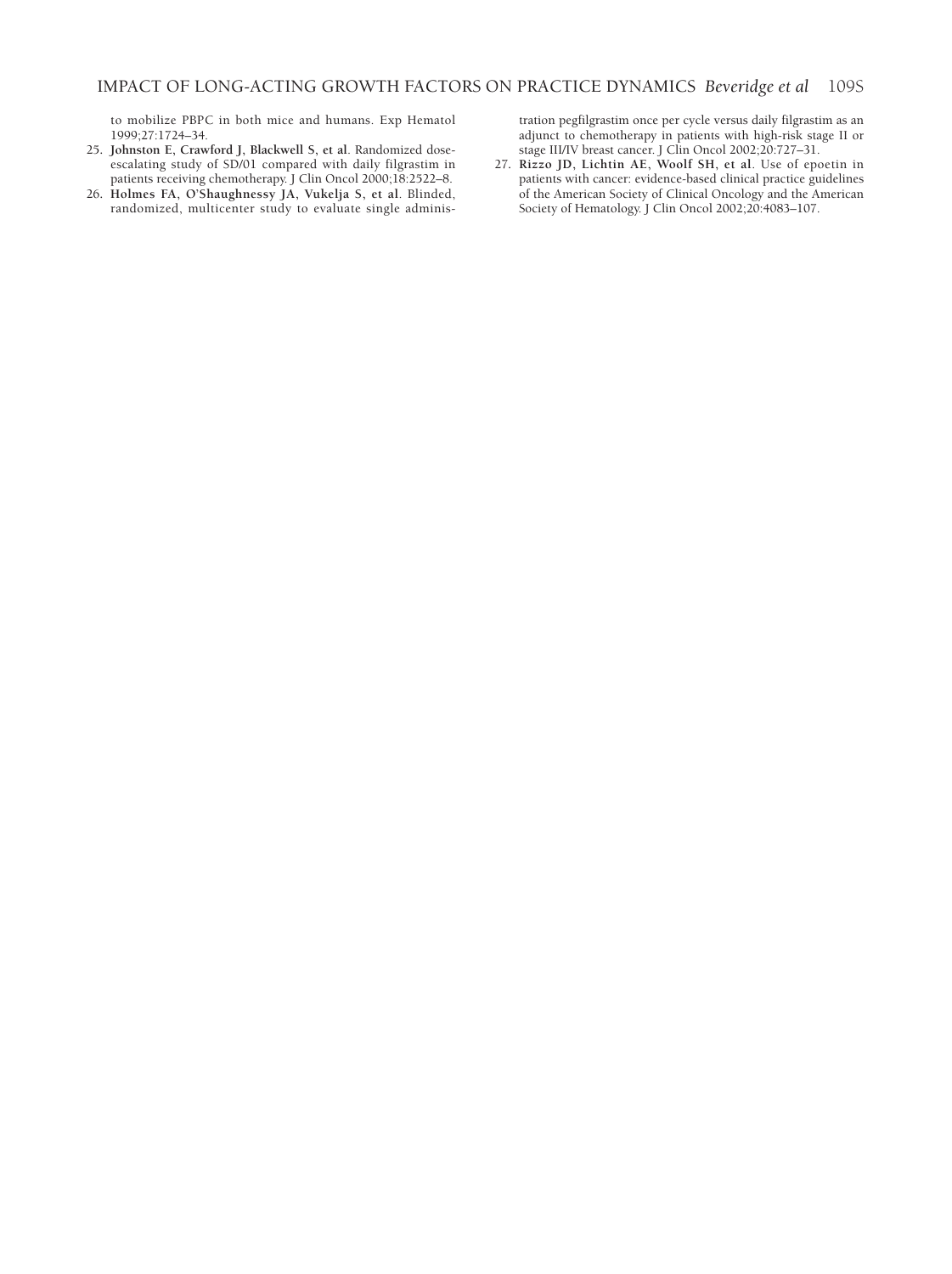to mobilize PBPC in both mice and humans. Exp Hematol 1999;27:1724–34.

25. **Johnston E, Crawford J, Blackwell S, et al**. Randomized dose-escalating study of SD/01 compared with daily filgrastim in patients receiving chemotherapy. J Clin Oncol 2000;18:2522–8.
26. **Holmes FA, O'Shaughnessy JA, Vukelja S, et al**. Blinded, randomized, multicenter study to evaluate single administration pegfilgrastim once per cycle versus daily filgrastim as an adjunct to chemotherapy in patients with high-risk stage II or stage III/IV breast cancer. J Clin Oncol 2002;20:727–31.
27. **Rizzo JD, Lichtin AE, Woolf SH, et al**. Use of epoetin in patients with cancer: evidence-based clinical practice guidelines of the American Society of Clinical Oncology and the American Society of Hematology. J Clin Oncol 2002;20:4083–107.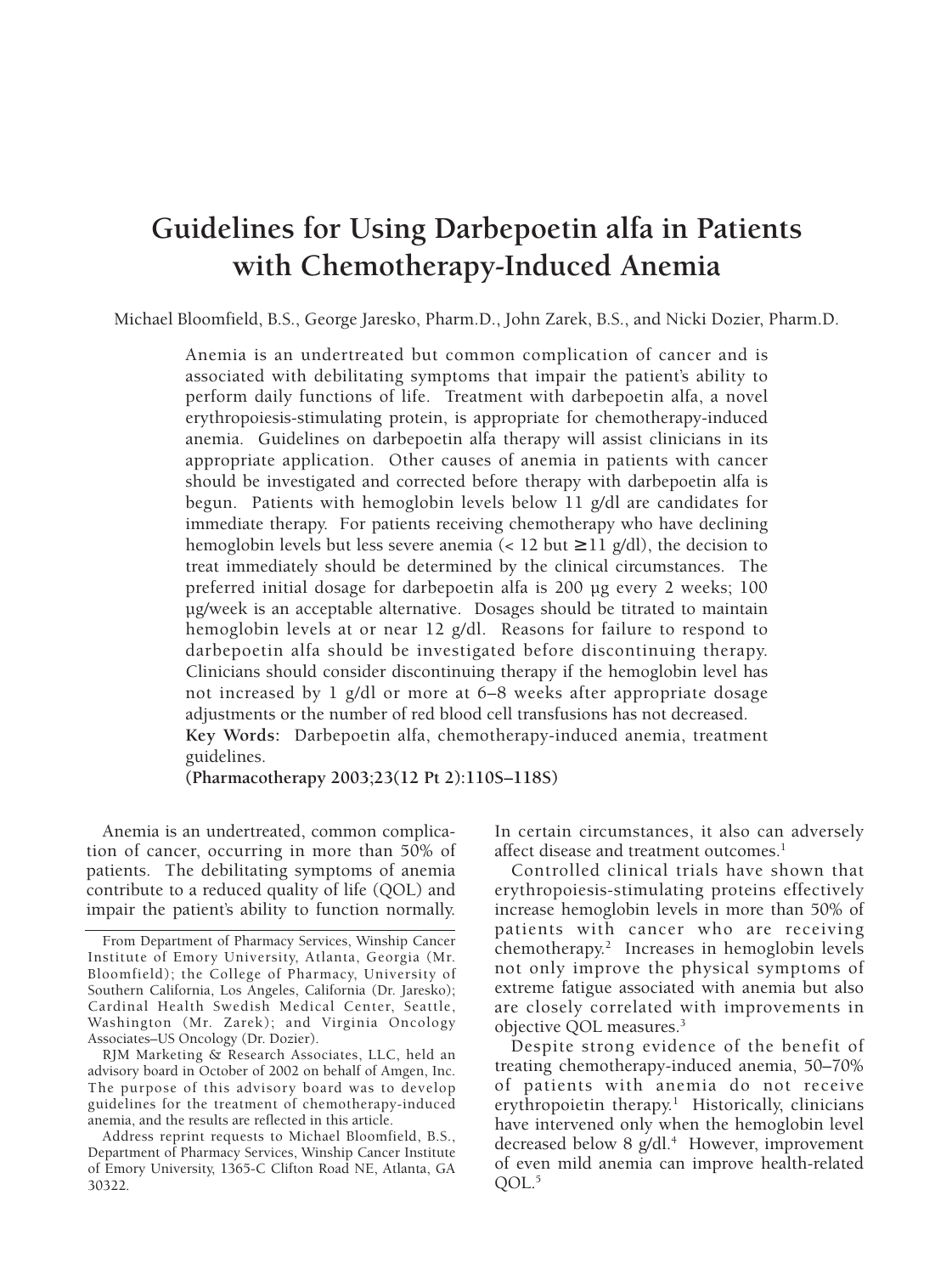# Guidelines for Using Darbepoetin alfa in Patients with Chemotherapy-Induced Anemia

Michael Bloomfield, B.S., George Jaresko, Pharm.D., John Zarek, B.S., and Nicki Dozier, Pharm.D.

Anemia is an undertreated but common complication of cancer and is associated with debilitating symptoms that impair the patient's ability to perform daily functions of life. Treatment with darbepoetin alfa, a novel erythropoiesis-stimulating protein, is appropriate for chemotherapy-induced anemia. Guidelines on darbepoetin alfa therapy will assist clinicians in its appropriate application. Other causes of anemia in patients with cancer should be investigated and corrected before therapy with darbepoetin alfa is begun. Patients with hemoglobin levels below 11 g/dl are candidates for immediate therapy. For patients receiving chemotherapy who have declining hemoglobin levels but less severe anemia (< 12 but ≥ 11 g/dl), the decision to treat immediately should be determined by the clinical circumstances. The preferred initial dosage for darbepoetin alfa is 200 µg every 2 weeks; 100 µg/week is an acceptable alternative. Dosages should be titrated to maintain hemoglobin levels at or near 12 g/dl. Reasons for failure to respond to darbepoetin alfa should be investigated before discontinuing therapy. Clinicians should consider discontinuing therapy if the hemoglobin level has not increased by 1 g/dl or more at 6–8 weeks after appropriate dosage adjustments or the number of red blood cell transfusions has not decreased.

**Key Words:** Darbepoetin alfa, chemotherapy-induced anemia, treatment guidelines.

**(Pharmacotherapy 2003;23(12 Pt 2):110S–118S)**

Anemia is an undertreated, common complication of cancer, occurring in more than 50% of patients. The debilitating symptoms of anemia contribute to a reduced quality of life (QOL) and impair the patient's ability to function normally. In certain circumstances, it also can adversely affect disease and treatment outcomes.[1]

Controlled clinical trials have shown that erythropoiesis-stimulating proteins effectively increase hemoglobin levels in more than 50% of patients with cancer who are receiving chemotherapy.[2] Increases in hemoglobin levels not only improve the physical symptoms of extreme fatigue associated with anemia but also are closely correlated with improvements in objective QOL measures.[3]

Despite strong evidence of the benefit of treating chemotherapy-induced anemia, 50–70% of patients with anemia do not receive erythropoietin therapy.[1] Historically, clinicians have intervened only when the hemoglobin level decreased below 8 g/dl.[4] However, improvement of even mild anemia can improve health-related QOL.[5]

---

From Department of Pharmacy Services, Winship Cancer Institute of Emory University, Atlanta, Georgia (Mr. Bloomfield); the College of Pharmacy, University of Southern California, Los Angeles, California (Dr. Jaresko); Cardinal Health Swedish Medical Center, Seattle, Washington (Mr. Zarek); and Virginia Oncology Associates–US Oncology (Dr. Dozier).

RJM Marketing & Research Associates, LLC, held an advisory board in October of 2002 on behalf of Amgen, Inc. The purpose of this advisory board was to develop guidelines for the treatment of chemotherapy-induced anemia, and the results are reflected in this article.

Address reprint requests to Michael Bloomfield, B.S., Department of Pharmacy Services, Winship Cancer Institute of Emory University, 1365-C Clifton Road NE, Atlanta, GA 30322.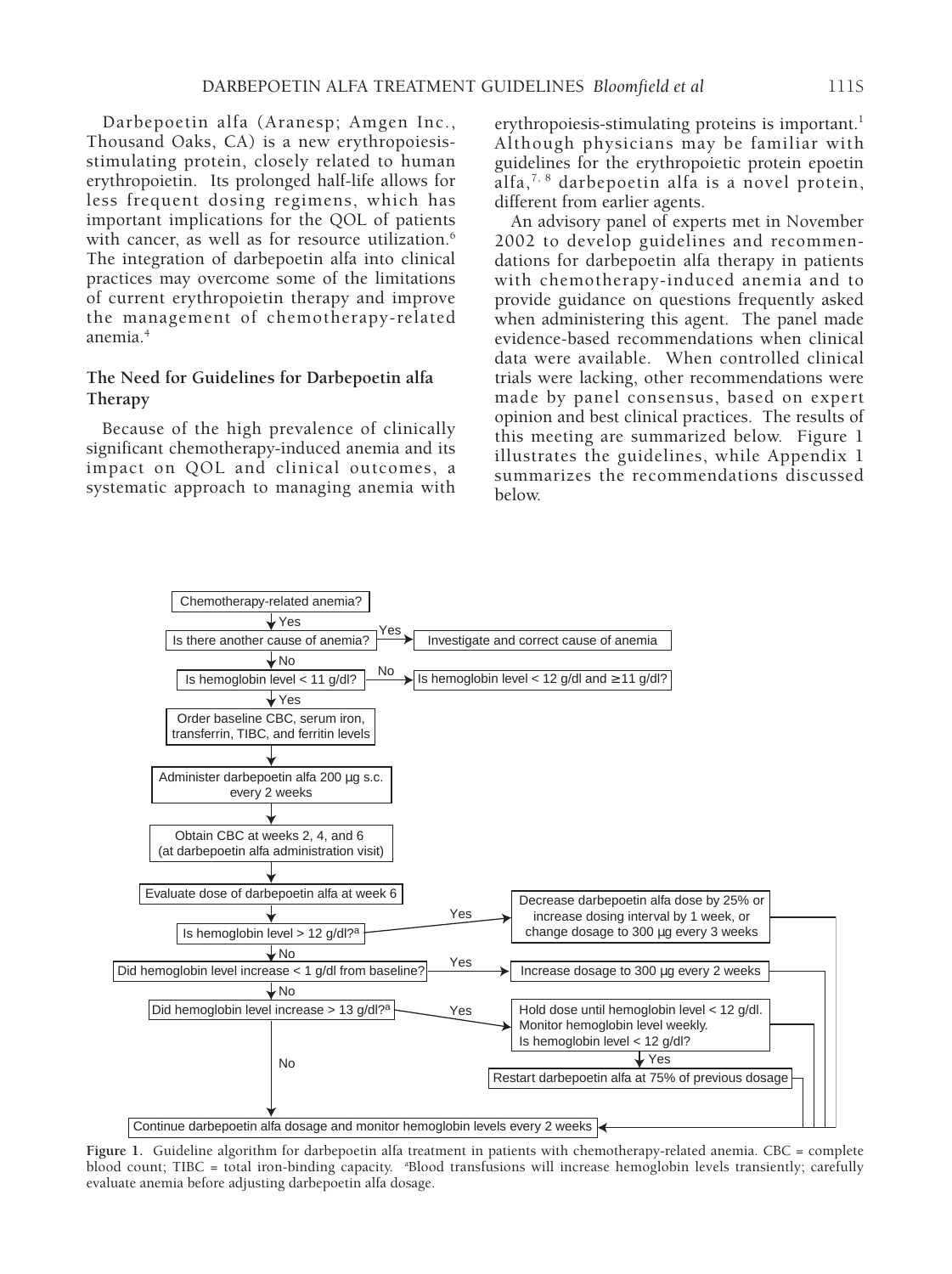Darbepoetin alfa (Aranesp; Amgen Inc., Thousand Oaks, CA) is a new erythropoiesis-stimulating protein, closely related to human erythropoietin. Its prolonged half-life allows for less frequent dosing regimens, which has important implications for the QOL of patients with cancer, as well as for resource utilization.[6] The integration of darbepoetin alfa into clinical practices may overcome some of the limitations of current erythropoietin therapy and improve the management of chemotherapy-related anemia.[4]

### The Need for Guidelines for Darbepoetin alfa Therapy

Because of the high prevalence of clinically significant chemotherapy-induced anemia and its impact on QOL and clinical outcomes, a systematic approach to managing anemia with erythropoiesis-stimulating proteins is important.[1] Although physicians may be familiar with guidelines for the erythropoietic protein epoetin alfa,[7, 8] darbepoetin alfa is a novel protein, different from earlier agents.

An advisory panel of experts met in November 2002 to develop guidelines and recommendations for darbepoetin alfa therapy in patients with chemotherapy-induced anemia and to provide guidance on questions frequently asked when administering this agent. The panel made evidence-based recommendations when clinical data were available. When controlled clinical trials were lacking, other recommendations were made by panel consensus, based on expert opinion and best clinical practices. The results of this meeting are summarized below. Figure 1 illustrates the guidelines, while Appendix 1 summarizes the recommendations discussed below.

```
Chemotherapy-related anemia?
  | Yes
Is there another cause of anemia? --Yes--> Investigate and correct cause of anemia
  | No
Is hemoglobin level < 11 g/dl? --No--> Is hemoglobin level < 12 g/dl and ≥ 11 g/dl?
  | Yes
Order baseline CBC, serum iron, transferrin, TIBC, and ferritin levels
  |
Administer darbepoetin alfa 200 µg s.c. every 2 weeks
  |
Obtain CBC at weeks 2, 4, and 6 (at darbepoetin alfa administration visit)
  |
Evaluate dose of darbepoetin alfa at week 6
  |
Is hemoglobin level > 12 g/dl?a --Yes--> Decrease darbepoetin alfa dose by 25% or increase dosing interval by 1 week, or change dosage to 300 µg every 3 weeks
  | No
Did hemoglobin level increase < 1 g/dl from baseline? --Yes--> Increase dosage to 300 µg every 2 weeks
  | No
Did hemoglobin level increase > 13 g/dl?a --Yes--> Hold dose until hemoglobin level < 12 g/dl. Monitor hemoglobin level weekly. Is hemoglobin level < 12 g/dl?
  |                                                   | Yes
  |                                                 Restart darbepoetin alfa at 75% of previous dosage
  | No
Continue darbepoetin alfa dosage and monitor hemoglobin levels every 2 weeks
```

**Figure 1.** Guideline algorithm for darbepoetin alfa treatment in patients with chemotherapy-related anemia. CBC = complete blood count; TIBC = total iron-binding capacity. [a]Blood transfusions will increase hemoglobin levels transiently; carefully evaluate anemia before adjusting darbepoetin alfa dosage.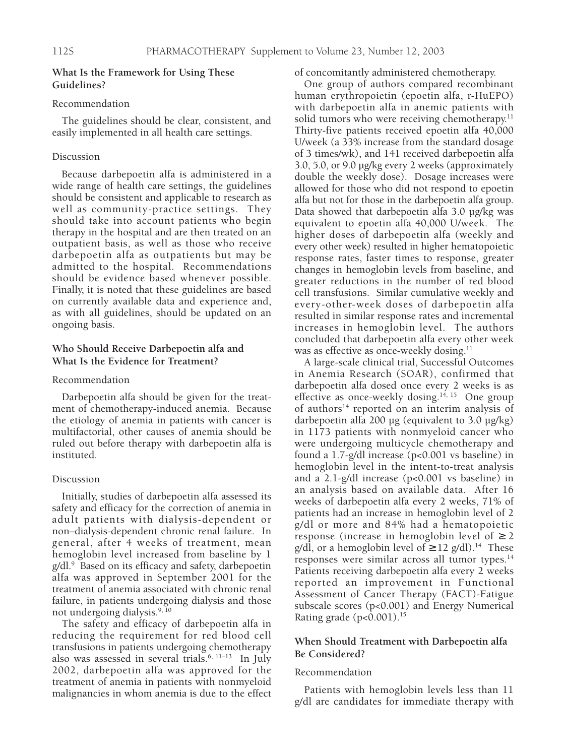## What Is the Framework for Using These Guidelines?

### Recommendation

The guidelines should be clear, consistent, and easily implemented in all health care settings.

### Discussion

Because darbepoetin alfa is administered in a wide range of health care settings, the guidelines should be consistent and applicable to research as well as community-practice settings. They should take into account patients who begin therapy in the hospital and are then treated on an outpatient basis, as well as those who receive darbepoetin alfa as outpatients but may be admitted to the hospital. Recommendations should be evidence based whenever possible. Finally, it is noted that these guidelines are based on currently available data and experience and, as with all guidelines, should be updated on an ongoing basis.

## Who Should Receive Darbepoetin alfa and What Is the Evidence for Treatment?

### Recommendation

Darbepoetin alfa should be given for the treatment of chemotherapy-induced anemia. Because the etiology of anemia in patients with cancer is multifactorial, other causes of anemia should be ruled out before therapy with darbepoetin alfa is instituted.

### Discussion

Initially, studies of darbepoetin alfa assessed its safety and efficacy for the correction of anemia in adult patients with dialysis-dependent or non–dialysis-dependent chronic renal failure. In general, after 4 weeks of treatment, mean hemoglobin level increased from baseline by 1 g/dl.[9] Based on its efficacy and safety, darbepoetin alfa was approved in September 2001 for the treatment of anemia associated with chronic renal failure, in patients undergoing dialysis and those not undergoing dialysis.[9, 10]

The safety and efficacy of darbepoetin alfa in reducing the requirement for red blood cell transfusions in patients undergoing chemotherapy also was assessed in several trials.[6, 11–13] In July 2002, darbepoetin alfa was approved for the treatment of anemia in patients with nonmyeloid malignancies in whom anemia is due to the effect of concomitantly administered chemotherapy.

One group of authors compared recombinant human erythropoietin (epoetin alfa, r-HuEPO) with darbepoetin alfa in anemic patients with solid tumors who were receiving chemotherapy.[11] Thirty-five patients received epoetin alfa 40,000 U/week (a 33% increase from the standard dosage of 3 times/wk), and 141 received darbepoetin alfa 3.0, 5.0, or 9.0 µg/kg every 2 weeks (approximately double the weekly dose). Dosage increases were allowed for those who did not respond to epoetin alfa but not for those in the darbepoetin alfa group. Data showed that darbepoetin alfa 3.0 µg/kg was equivalent to epoetin alfa 40,000 U/week. The higher doses of darbepoetin alfa (weekly and every other week) resulted in higher hematopoietic response rates, faster times to response, greater changes in hemoglobin levels from baseline, and greater reductions in the number of red blood cell transfusions. Similar cumulative weekly and every-other-week doses of darbepoetin alfa resulted in similar response rates and incremental increases in hemoglobin level. The authors concluded that darbepoetin alfa every other week was as effective as once-weekly dosing.[11]

A large-scale clinical trial, Successful Outcomes in Anemia Research (SOAR), confirmed that darbepoetin alfa dosed once every 2 weeks is as effective as once-weekly dosing.[14, 15] One group of authors[14] reported on an interim analysis of darbepoetin alfa 200 µg (equivalent to 3.0 µg/kg) in 1173 patients with nonmyeloid cancer who were undergoing multicycle chemotherapy and found a 1.7-g/dl increase ($p<0.001$ vs baseline) in hemoglobin level in the intent-to-treat analysis and a 2.1-g/dl increase ($p<0.001$ vs baseline) in an analysis based on available data. After 16 weeks of darbepoetin alfa every 2 weeks, 71% of patients had an increase in hemoglobin level of 2 g/dl or more and 84% had a hematopoietic response (increase in hemoglobin level of $\geq 2$ g/dl, or a hemoglobin level of $\geq 12$ g/dl).[14] These responses were similar across all tumor types.[14] Patients receiving darbepoetin alfa every 2 weeks reported an improvement in Functional Assessment of Cancer Therapy (FACT)-Fatigue subscale scores ($p<0.001$) and Energy Numerical Rating grade ($p<0.001$).[15]

## When Should Treatment with Darbepoetin alfa Be Considered?

### Recommendation

Patients with hemoglobin levels less than 11 g/dl are candidates for immediate therapy with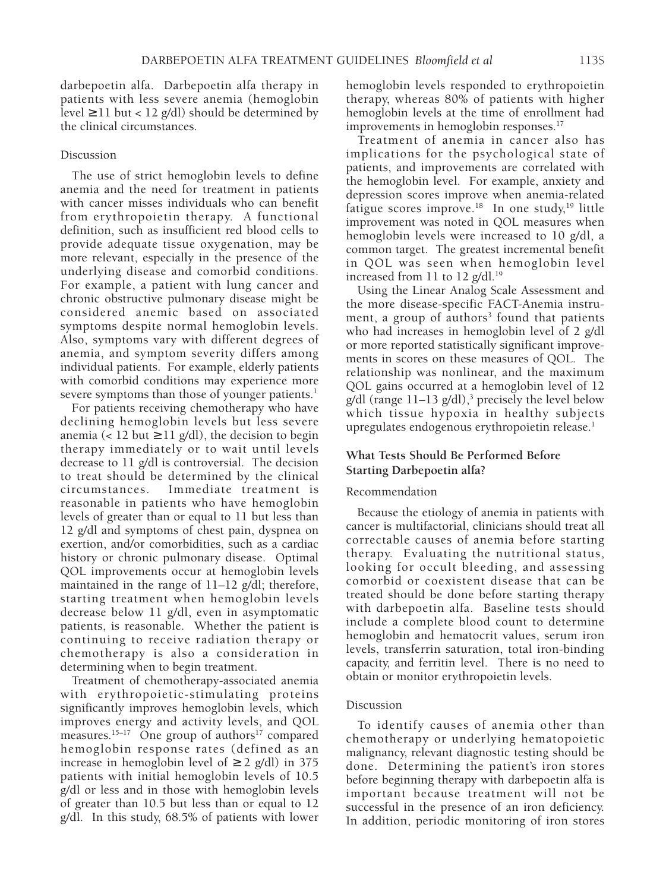darbepoetin alfa. Darbepoetin alfa therapy in patients with less severe anemia (hemoglobin level ≥ 11 but < 12 g/dl) should be determined by the clinical circumstances.

### Discussion

The use of strict hemoglobin levels to define anemia and the need for treatment in patients with cancer misses individuals who can benefit from erythropoietin therapy. A functional definition, such as insufficient red blood cells to provide adequate tissue oxygenation, may be more relevant, especially in the presence of the underlying disease and comorbid conditions. For example, a patient with lung cancer and chronic obstructive pulmonary disease might be considered anemic based on associated symptoms despite normal hemoglobin levels. Also, symptoms vary with different degrees of anemia, and symptom severity differs among individual patients. For example, elderly patients with comorbid conditions may experience more severe symptoms than those of younger patients.[1]

For patients receiving chemotherapy who have declining hemoglobin levels but less severe anemia (< 12 but ≥ 11 g/dl), the decision to begin therapy immediately or to wait until levels decrease to 11 g/dl is controversial. The decision to treat should be determined by the clinical circumstances. Immediate treatment is reasonable in patients who have hemoglobin levels of greater than or equal to 11 but less than 12 g/dl and symptoms of chest pain, dyspnea on exertion, and/or comorbidities, such as a cardiac history or chronic pulmonary disease. Optimal QOL improvements occur at hemoglobin levels maintained in the range of 11–12 g/dl; therefore, starting treatment when hemoglobin levels decrease below 11 g/dl, even in asymptomatic patients, is reasonable. Whether the patient is continuing to receive radiation therapy or chemotherapy is also a consideration in determining when to begin treatment.

Treatment of chemotherapy-associated anemia with erythropoietic-stimulating proteins significantly improves hemoglobin levels, which improves energy and activity levels, and QOL measures.[15–17] One group of authors[17] compared hemoglobin response rates (defined as an increase in hemoglobin level of ≥ 2 g/dl) in 375 patients with initial hemoglobin levels of 10.5 g/dl or less and in those with hemoglobin levels of greater than 10.5 but less than or equal to 12 g/dl. In this study, 68.5% of patients with lower hemoglobin levels responded to erythropoietin therapy, whereas 80% of patients with higher hemoglobin levels at the time of enrollment had improvements in hemoglobin responses.[17]

Treatment of anemia in cancer also has implications for the psychological state of patients, and improvements are correlated with the hemoglobin level. For example, anxiety and depression scores improve when anemia-related fatigue scores improve.[18] In one study,[19] little improvement was noted in QOL measures when hemoglobin levels were increased to 10 g/dl, a common target. The greatest incremental benefit in QOL was seen when hemoglobin level increased from 11 to 12 g/dl.[19]

Using the Linear Analog Scale Assessment and the more disease-specific FACT-Anemia instrument, a group of authors[3] found that patients who had increases in hemoglobin level of 2 g/dl or more reported statistically significant improvements in scores on these measures of QOL. The relationship was nonlinear, and the maximum QOL gains occurred at a hemoglobin level of 12 g/dl (range 11–13 g/dl),[3] precisely the level below which tissue hypoxia in healthy subjects upregulates endogenous erythropoietin release.[1]

## What Tests Should Be Performed Before Starting Darbepoetin alfa?

### Recommendation

Because the etiology of anemia in patients with cancer is multifactorial, clinicians should treat all correctable causes of anemia before starting therapy. Evaluating the nutritional status, looking for occult bleeding, and assessing comorbid or coexistent disease that can be treated should be done before starting therapy with darbepoetin alfa. Baseline tests should include a complete blood count to determine hemoglobin and hematocrit values, serum iron levels, transferrin saturation, total iron-binding capacity, and ferritin level. There is no need to obtain or monitor erythropoietin levels.

### Discussion

To identify causes of anemia other than chemotherapy or underlying hematopoietic malignancy, relevant diagnostic testing should be done. Determining the patient's iron stores before beginning therapy with darbepoetin alfa is important because treatment will not be successful in the presence of an iron deficiency. In addition, periodic monitoring of iron stores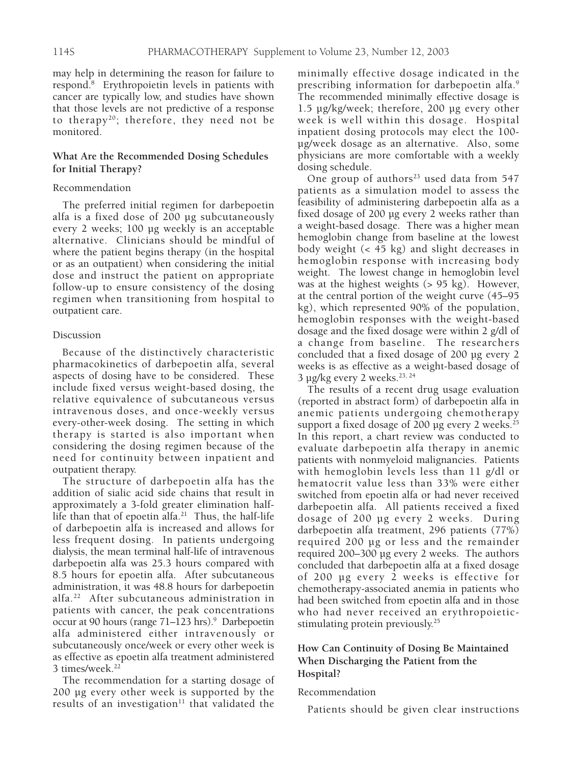may help in determining the reason for failure to respond.[8] Erythropoietin levels in patients with cancer are typically low, and studies have shown that those levels are not predictive of a response to therapy[20]; therefore, they need not be monitored.

### What Are the Recommended Dosing Schedules for Initial Therapy?

Recommendation

The preferred initial regimen for darbepoetin alfa is a fixed dose of 200 µg subcutaneously every 2 weeks; 100 µg weekly is an acceptable alternative. Clinicians should be mindful of where the patient begins therapy (in the hospital or as an outpatient) when considering the initial dose and instruct the patient on appropriate follow-up to ensure consistency of the dosing regimen when transitioning from hospital to outpatient care.

Discussion

Because of the distinctively characteristic pharmacokinetics of darbepoetin alfa, several aspects of dosing have to be considered. These include fixed versus weight-based dosing, the relative equivalence of subcutaneous versus intravenous doses, and once-weekly versus every-other-week dosing. The setting in which therapy is started is also important when considering the dosing regimen because of the need for continuity between inpatient and outpatient therapy.

The structure of darbepoetin alfa has the addition of sialic acid side chains that result in approximately a 3-fold greater elimination half-life than that of epoetin alfa.[21] Thus, the half-life of darbepoetin alfa is increased and allows for less frequent dosing. In patients undergoing dialysis, the mean terminal half-life of intravenous darbepoetin alfa was 25.3 hours compared with 8.5 hours for epoetin alfa. After subcutaneous administration, it was 48.8 hours for darbepoetin alfa.[22] After subcutaneous administration in patients with cancer, the peak concentrations occur at 90 hours (range 71–123 hrs).[9] Darbepoetin alfa administered either intravenously or subcutaneously once/week or every other week is as effective as epoetin alfa treatment administered 3 times/week.[22]

The recommendation for a starting dosage of 200 µg every other week is supported by the results of an investigation[11] that validated the minimally effective dosage indicated in the prescribing information for darbepoetin alfa.[9] The recommended minimally effective dosage is 1.5 µg/kg/week; therefore, 200 µg every other week is well within this dosage. Hospital inpatient dosing protocols may elect the 100-µg/week dosage as an alternative. Also, some physicians are more comfortable with a weekly dosing schedule.

One group of authors[23] used data from 547 patients as a simulation model to assess the feasibility of administering darbepoetin alfa as a fixed dosage of 200 µg every 2 weeks rather than a weight-based dosage. There was a higher mean hemoglobin change from baseline at the lowest body weight (< 45 kg) and slight decreases in hemoglobin response with increasing body weight. The lowest change in hemoglobin level was at the highest weights (> 95 kg). However, at the central portion of the weight curve (45–95 kg), which represented 90% of the population, hemoglobin responses with the weight-based dosage and the fixed dosage were within 2 g/dl of a change from baseline. The researchers concluded that a fixed dosage of 200 µg every 2 weeks is as effective as a weight-based dosage of 3 µg/kg every 2 weeks.[23, 24]

The results of a recent drug usage evaluation (reported in abstract form) of darbepoetin alfa in anemic patients undergoing chemotherapy support a fixed dosage of 200 µg every 2 weeks.[25] In this report, a chart review was conducted to evaluate darbepoetin alfa therapy in anemic patients with nonmyeloid malignancies. Patients with hemoglobin levels less than 11 g/dl or hematocrit value less than 33% were either switched from epoetin alfa or had never received darbepoetin alfa. All patients received a fixed dosage of 200 µg every 2 weeks. During darbepoetin alfa treatment, 296 patients (77%) required 200 µg or less and the remainder required 200–300 µg every 2 weeks. The authors concluded that darbepoetin alfa at a fixed dosage of 200 µg every 2 weeks is effective for chemotherapy-associated anemia in patients who had been switched from epoetin alfa and in those who had never received an erythropoietic-stimulating protein previously.[25]

### How Can Continuity of Dosing Be Maintained When Discharging the Patient from the Hospital?

Recommendation

Patients should be given clear instructions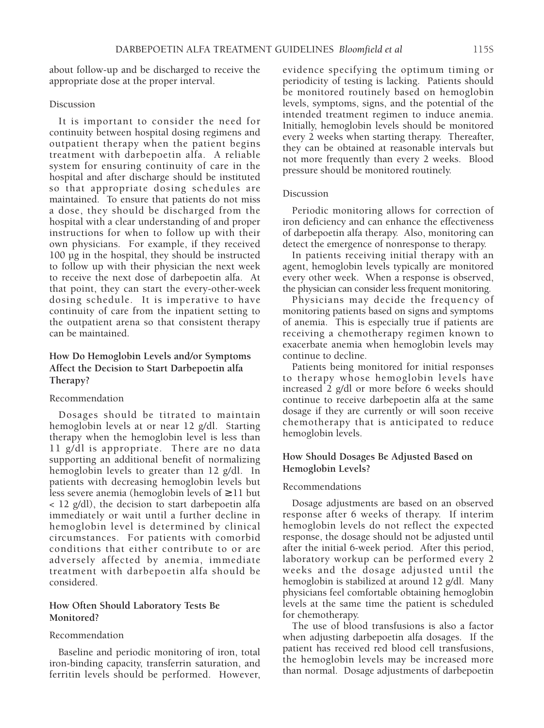about follow-up and be discharged to receive the appropriate dose at the proper interval.

Discussion

It is important to consider the need for continuity between hospital dosing regimens and outpatient therapy when the patient begins treatment with darbepoetin alfa. A reliable system for ensuring continuity of care in the hospital and after discharge should be instituted so that appropriate dosing schedules are maintained. To ensure that patients do not miss a dose, they should be discharged from the hospital with a clear understanding of and proper instructions for when to follow up with their own physicians. For example, if they received 100 µg in the hospital, they should be instructed to follow up with their physician the next week to receive the next dose of darbepoetin alfa. At that point, they can start the every-other-week dosing schedule. It is imperative to have continuity of care from the inpatient setting to the outpatient arena so that consistent therapy can be maintained.

### How Do Hemoglobin Levels and/or Symptoms Affect the Decision to Start Darbepoetin alfa Therapy?

Recommendation

Dosages should be titrated to maintain hemoglobin levels at or near 12 g/dl. Starting therapy when the hemoglobin level is less than 11 g/dl is appropriate. There are no data supporting an additional benefit of normalizing hemoglobin levels to greater than 12 g/dl. In patients with decreasing hemoglobin levels but less severe anemia (hemoglobin levels of ≥11 but < 12 g/dl), the decision to start darbepoetin alfa immediately or wait until a further decline in hemoglobin level is determined by clinical circumstances. For patients with comorbid conditions that either contribute to or are adversely affected by anemia, immediate treatment with darbepoetin alfa should be considered.

### How Often Should Laboratory Tests Be Monitored?

Recommendation

Baseline and periodic monitoring of iron, total iron-binding capacity, transferrin saturation, and ferritin levels should be performed. However, evidence specifying the optimum timing or periodicity of testing is lacking. Patients should be monitored routinely based on hemoglobin levels, symptoms, signs, and the potential of the intended treatment regimen to induce anemia. Initially, hemoglobin levels should be monitored every 2 weeks when starting therapy. Thereafter, they can be obtained at reasonable intervals but not more frequently than every 2 weeks. Blood pressure should be monitored routinely.

Discussion

Periodic monitoring allows for correction of iron deficiency and can enhance the effectiveness of darbepoetin alfa therapy. Also, monitoring can detect the emergence of nonresponse to therapy.

In patients receiving initial therapy with an agent, hemoglobin levels typically are monitored every other week. When a response is observed, the physician can consider less frequent monitoring.

Physicians may decide the frequency of monitoring patients based on signs and symptoms of anemia. This is especially true if patients are receiving a chemotherapy regimen known to exacerbate anemia when hemoglobin levels may continue to decline.

Patients being monitored for initial responses to therapy whose hemoglobin levels have increased 2 g/dl or more before 6 weeks should continue to receive darbepoetin alfa at the same dosage if they are currently or will soon receive chemotherapy that is anticipated to reduce hemoglobin levels.

### How Should Dosages Be Adjusted Based on Hemoglobin Levels?

Recommendations

Dosage adjustments are based on an observed response after 6 weeks of therapy. If interim hemoglobin levels do not reflect the expected response, the dosage should not be adjusted until after the initial 6-week period. After this period, laboratory workup can be performed every 2 weeks and the dosage adjusted until the hemoglobin is stabilized at around 12 g/dl. Many physicians feel comfortable obtaining hemoglobin levels at the same time the patient is scheduled for chemotherapy.

The use of blood transfusions is also a factor when adjusting darbepoetin alfa dosages. If the patient has received red blood cell transfusions, the hemoglobin levels may be increased more than normal. Dosage adjustments of darbepoetin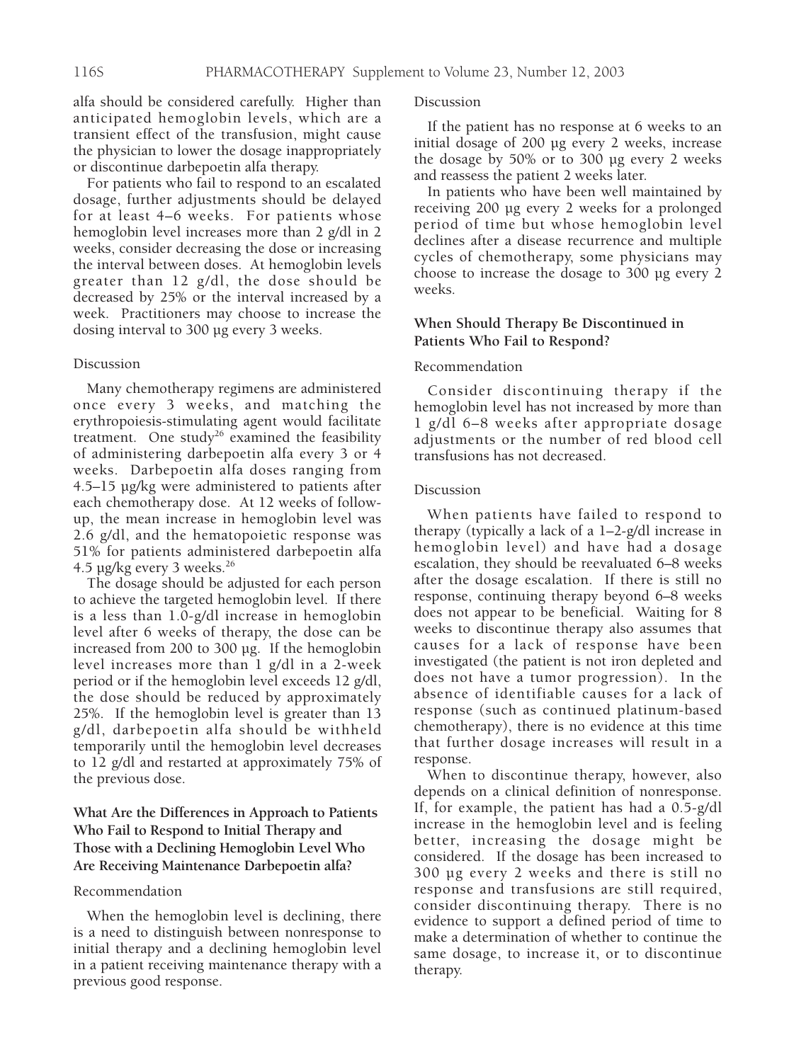alfa should be considered carefully. Higher than anticipated hemoglobin levels, which are a transient effect of the transfusion, might cause the physician to lower the dosage inappropriately or discontinue darbepoetin alfa therapy.

For patients who fail to respond to an escalated dosage, further adjustments should be delayed for at least 4–6 weeks. For patients whose hemoglobin level increases more than 2 g/dl in 2 weeks, consider decreasing the dose or increasing the interval between doses. At hemoglobin levels greater than 12 g/dl, the dose should be decreased by 25% or the interval increased by a week. Practitioners may choose to increase the dosing interval to 300 µg every 3 weeks.

#### Discussion

Many chemotherapy regimens are administered once every 3 weeks, and matching the erythropoiesis-stimulating agent would facilitate treatment. One study[26] examined the feasibility of administering darbepoetin alfa every 3 or 4 weeks. Darbepoetin alfa doses ranging from 4.5–15 µg/kg were administered to patients after each chemotherapy dose. At 12 weeks of follow-up, the mean increase in hemoglobin level was 2.6 g/dl, and the hematopoietic response was 51% for patients administered darbepoetin alfa 4.5 µg/kg every 3 weeks.[26]

The dosage should be adjusted for each person to achieve the targeted hemoglobin level. If there is a less than 1.0-g/dl increase in hemoglobin level after 6 weeks of therapy, the dose can be increased from 200 to 300 µg. If the hemoglobin level increases more than 1 g/dl in a 2-week period or if the hemoglobin level exceeds 12 g/dl, the dose should be reduced by approximately 25%. If the hemoglobin level is greater than 13 g/dl, darbepoetin alfa should be withheld temporarily until the hemoglobin level decreases to 12 g/dl and restarted at approximately 75% of the previous dose.

### What Are the Differences in Approach to Patients Who Fail to Respond to Initial Therapy and Those with a Declining Hemoglobin Level Who Are Receiving Maintenance Darbepoetin alfa?

#### Recommendation

When the hemoglobin level is declining, there is a need to distinguish between nonresponse to initial therapy and a declining hemoglobin level in a patient receiving maintenance therapy with a previous good response.

#### Discussion

If the patient has no response at 6 weeks to an initial dosage of 200 µg every 2 weeks, increase the dosage by 50% or to 300 µg every 2 weeks and reassess the patient 2 weeks later.

In patients who have been well maintained by receiving 200 µg every 2 weeks for a prolonged period of time but whose hemoglobin level declines after a disease recurrence and multiple cycles of chemotherapy, some physicians may choose to increase the dosage to 300 µg every 2 weeks.

### When Should Therapy Be Discontinued in Patients Who Fail to Respond?

#### Recommendation

Consider discontinuing therapy if the hemoglobin level has not increased by more than 1 g/dl 6–8 weeks after appropriate dosage adjustments or the number of red blood cell transfusions has not decreased.

#### Discussion

When patients have failed to respond to therapy (typically a lack of a 1–2-g/dl increase in hemoglobin level) and have had a dosage escalation, they should be reevaluated 6–8 weeks after the dosage escalation. If there is still no response, continuing therapy beyond 6–8 weeks does not appear to be beneficial. Waiting for 8 weeks to discontinue therapy also assumes that causes for a lack of response have been investigated (the patient is not iron depleted and does not have a tumor progression). In the absence of identifiable causes for a lack of response (such as continued platinum-based chemotherapy), there is no evidence at this time that further dosage increases will result in a response.

When to discontinue therapy, however, also depends on a clinical definition of nonresponse. If, for example, the patient has had a 0.5-g/dl increase in the hemoglobin level and is feeling better, increasing the dosage might be considered. If the dosage has been increased to 300 µg every 2 weeks and there is still no response and transfusions are still required, consider discontinuing therapy. There is no evidence to support a defined period of time to make a determination of whether to continue the same dosage, to increase it, or to discontinue therapy.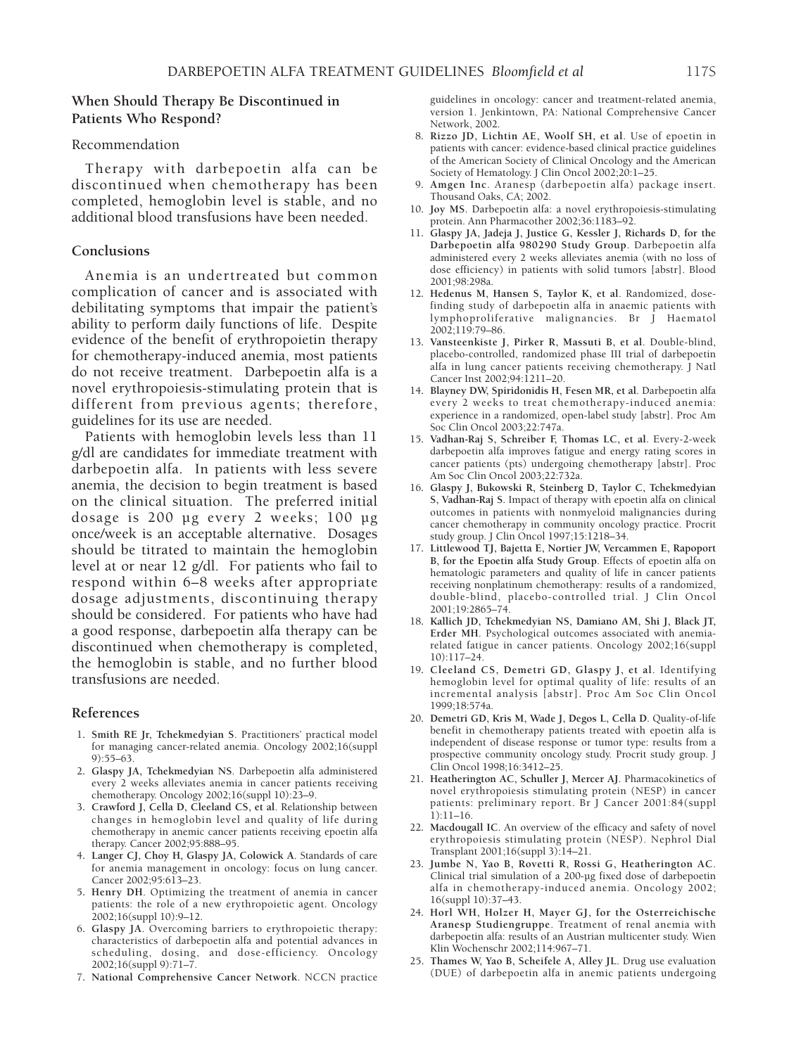### When Should Therapy Be Discontinued in Patients Who Respond?

#### Recommendation

Therapy with darbepoetin alfa can be discontinued when chemotherapy has been completed, hemoglobin level is stable, and no additional blood transfusions have been needed.

### Conclusions

Anemia is an undertreated but common complication of cancer and is associated with debilitating symptoms that impair the patient's ability to perform daily functions of life. Despite evidence of the benefit of erythropoietin therapy for chemotherapy-induced anemia, most patients do not receive treatment. Darbepoetin alfa is a novel erythropoiesis-stimulating protein that is different from previous agents; therefore, guidelines for its use are needed.

Patients with hemoglobin levels less than 11 g/dl are candidates for immediate treatment with darbepoetin alfa. In patients with less severe anemia, the decision to begin treatment is based on the clinical situation. The preferred initial dosage is 200 µg every 2 weeks; 100 µg once/week is an acceptable alternative. Dosages should be titrated to maintain the hemoglobin level at or near 12 g/dl. For patients who fail to respond within 6–8 weeks after appropriate dosage adjustments, discontinuing therapy should be considered. For patients who have had a good response, darbepoetin alfa therapy can be discontinued when chemotherapy is completed, the hemoglobin is stable, and no further blood transfusions are needed.

### References

1. **Smith RE Jr, Tchekmedyian S**. Practitioners' practical model for managing cancer-related anemia. Oncology 2002;16(suppl 9):55–63.
2. **Glaspy JA, Tchekmedyian NS**. Darbepoetin alfa administered every 2 weeks alleviates anemia in cancer patients receiving chemotherapy. Oncology 2002;16(suppl 10):23–9.
3. **Crawford J, Cella D, Cleeland CS, et al**. Relationship between changes in hemoglobin level and quality of life during chemotherapy in anemic cancer patients receiving epoetin alfa therapy. Cancer 2002;95:888–95.
4. **Langer CJ, Choy H, Glaspy JA, Colowick A**. Standards of care for anemia management in oncology: focus on lung cancer. Cancer 2002;95:613–23.
5. **Henry DH**. Optimizing the treatment of anemia in cancer patients: the role of a new erythropoietic agent. Oncology 2002;16(suppl 10):9–12.
6. **Glaspy JA**. Overcoming barriers to erythropoietic therapy: characteristics of darbepoetin alfa and potential advances in scheduling, dosing, and dose-efficiency. Oncology 2002;16(suppl 9):71–7.
7. **National Comprehensive Cancer Network**. NCCN practice guidelines in oncology: cancer and treatment-related anemia, version 1. Jenkintown, PA: National Comprehensive Cancer Network, 2002.
8. **Rizzo JD, Lichtin AE, Woolf SH, et al**. Use of epoetin in patients with cancer: evidence-based clinical practice guidelines of the American Society of Clinical Oncology and the American Society of Hematology. J Clin Oncol 2002;20:1–25.
9. **Amgen Inc**. Aranesp (darbepoetin alfa) package insert. Thousand Oaks, CA; 2002.
10. **Joy MS**. Darbepoetin alfa: a novel erythropoiesis-stimulating protein. Ann Pharmacother 2002;36:1183–92.
11. **Glaspy JA, Jadeja J, Justice G, Kessler J, Richards D, for the Darbepoetin alfa 980290 Study Group**. Darbepoetin alfa administered every 2 weeks alleviates anemia (with no loss of dose efficiency) in patients with solid tumors [abstr]. Blood 2001;98:298a.
12. **Hedenus M, Hansen S, Taylor K, et al**. Randomized, dose-finding study of darbepoetin alfa in anaemic patients with lymphoproliferative malignancies. Br J Haematol 2002;119:79–86.
13. **Vansteenkiste J, Pirker R, Massuti B, et al**. Double-blind, placebo-controlled, randomized phase III trial of darbepoetin alfa in lung cancer patients receiving chemotherapy. J Natl Cancer Inst 2002;94:1211–20.
14. **Blayney DW, Spiridonidis H, Fesen MR, et al**. Darbepoetin alfa every 2 weeks to treat chemotherapy-induced anemia: experience in a randomized, open-label study [abstr]. Proc Am Soc Clin Oncol 2003;22:747a.
15. **Vadhan-Raj S, Schreiber F, Thomas LC, et al**. Every-2-week darbepoetin alfa improves fatigue and energy rating scores in cancer patients (pts) undergoing chemotherapy [abstr]. Proc Am Soc Clin Oncol 2003;22:732a.
16. **Glaspy J, Bukowski R, Steinberg D, Taylor C, Tchekmedyian S, Vadhan-Raj S**. Impact of therapy with epoetin alfa on clinical outcomes in patients with nonmyeloid malignancies during cancer chemotherapy in community oncology practice. Procrit study group. J Clin Oncol 1997;15:1218–34.
17. **Littlewood TJ, Bajetta E, Nortier JW, Vercammen E, Rapoport B, for the Epoetin alfa Study Group**. Effects of epoetin alfa on hematologic parameters and quality of life in cancer patients receiving nonplatinum chemotherapy: results of a randomized, double-blind, placebo-controlled trial. J Clin Oncol 2001;19:2865–74.
18. **Kallich JD, Tchekmedyian NS, Damiano AM, Shi J, Black JT, Erder MH**. Psychological outcomes associated with anemia-related fatigue in cancer patients. Oncology 2002;16(suppl 10):117–24.
19. **Cleeland CS, Demetri GD, Glaspy J, et al**. Identifying hemoglobin level for optimal quality of life: results of an incremental analysis [abstr]. Proc Am Soc Clin Oncol 1999;18:574a.
20. **Demetri GD, Kris M, Wade J, Degos L, Cella D**. Quality-of-life benefit in chemotherapy patients treated with epoetin alfa is independent of disease response or tumor type: results from a prospective community oncology study. Procrit study group. J Clin Oncol 1998;16:3412–25.
21. **Heatherington AC, Schuller J, Mercer AJ**. Pharmacokinetics of novel erythropoiesis stimulating protein (NESP) in cancer patients: preliminary report. Br J Cancer 2001:84(suppl 1):11–16.
22. **Macdougall IC**. An overview of the efficacy and safety of novel erythropoiesis stimulating protein (NESP). Nephrol Dial Transplant 2001;16(suppl 3):14–21.
23. **Jumbe N, Yao B, Rovetti R, Rossi G, Heatherington AC**. Clinical trial simulation of a 200-µg fixed dose of darbepoetin alfa in chemotherapy-induced anemia. Oncology 2002; 16(suppl 10):37–43.
24. **Horl WH, Holzer H, Mayer GJ, for the Osterreichische Aranesp Studiengruppe**. Treatment of renal anemia with darbepoetin alfa: results of an Austrian multicenter study. Wien Klin Wochenschr 2002;114:967–71.
25. **Thames W, Yao B, Scheifele A, Alley JL**. Drug use evaluation (DUE) of darbepoetin alfa in anemic patients undergoing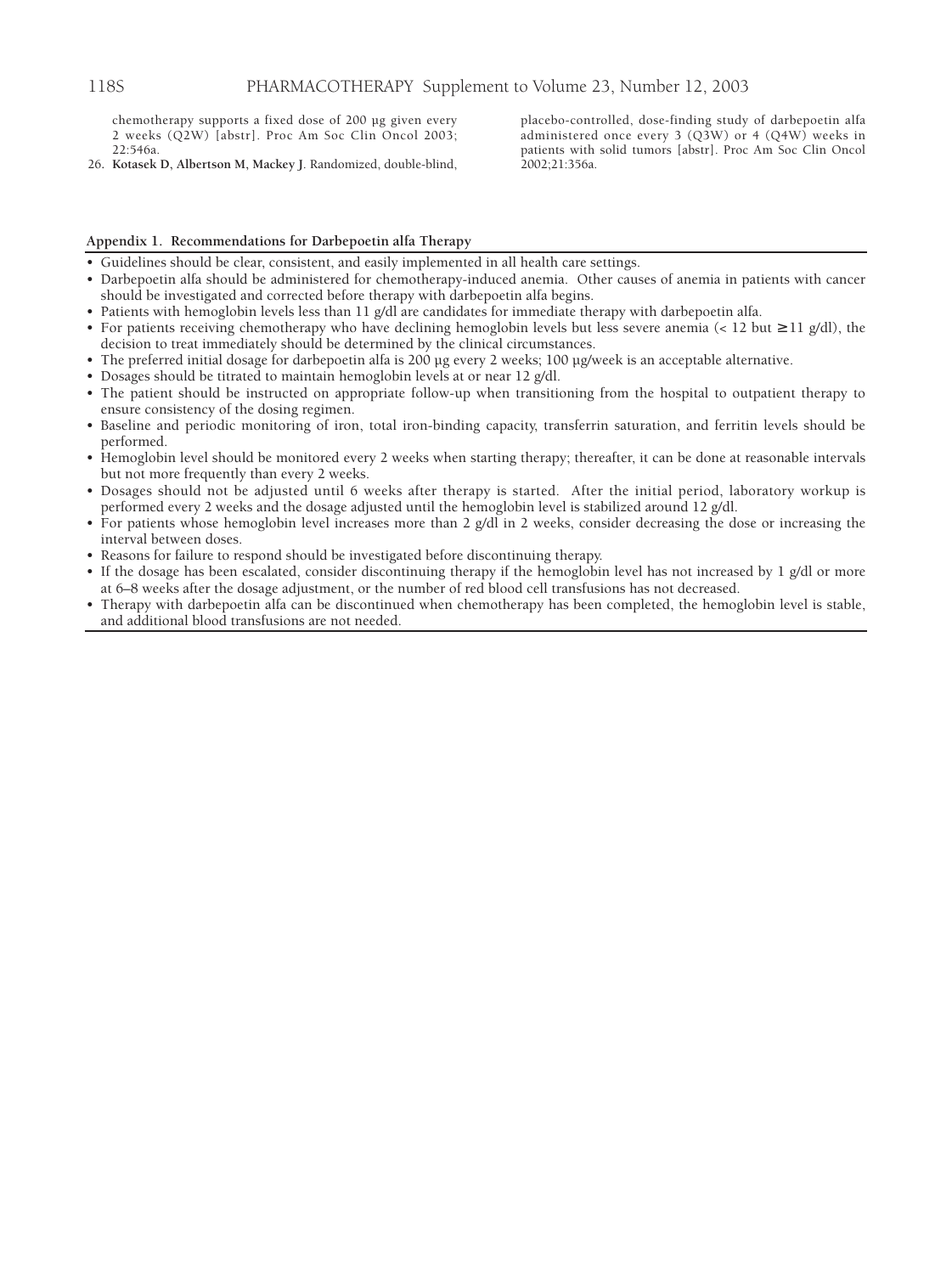chemotherapy supports a fixed dose of 200 µg given every 2 weeks (Q2W) [abstr]. Proc Am Soc Clin Oncol 2003; 22:546a.

26. **Kotasek D, Albertson M, Mackey J**. Randomized, double-blind, placebo-controlled, dose-finding study of darbepoetin alfa administered once every 3 (Q3W) or 4 (Q4W) weeks in patients with solid tumors [abstr]. Proc Am Soc Clin Oncol 2002;21:356a.

**Appendix 1. Recommendations for Darbepoetin alfa Therapy**

- Guidelines should be clear, consistent, and easily implemented in all health care settings.
- Darbepoetin alfa should be administered for chemotherapy-induced anemia. Other causes of anemia in patients with cancer should be investigated and corrected before therapy with darbepoetin alfa begins.
- Patients with hemoglobin levels less than 11 g/dl are candidates for immediate therapy with darbepoetin alfa.
- For patients receiving chemotherapy who have declining hemoglobin levels but less severe anemia (< 12 but ≥ 11 g/dl), the decision to treat immediately should be determined by the clinical circumstances.
- The preferred initial dosage for darbepoetin alfa is 200 µg every 2 weeks; 100 µg/week is an acceptable alternative.
- Dosages should be titrated to maintain hemoglobin levels at or near 12 g/dl.
- The patient should be instructed on appropriate follow-up when transitioning from the hospital to outpatient therapy to ensure consistency of the dosing regimen.
- Baseline and periodic monitoring of iron, total iron-binding capacity, transferrin saturation, and ferritin levels should be performed.
- Hemoglobin level should be monitored every 2 weeks when starting therapy; thereafter, it can be done at reasonable intervals but not more frequently than every 2 weeks.
- Dosages should not be adjusted until 6 weeks after therapy is started. After the initial period, laboratory workup is performed every 2 weeks and the dosage adjusted until the hemoglobin level is stabilized around 12 g/dl.
- For patients whose hemoglobin level increases more than 2 g/dl in 2 weeks, consider decreasing the dose or increasing the interval between doses.
- Reasons for failure to respond should be investigated before discontinuing therapy.
- If the dosage has been escalated, consider discontinuing therapy if the hemoglobin level has not increased by 1 g/dl or more at 6–8 weeks after the dosage adjustment, or the number of red blood cell transfusions has not decreased.
- Therapy with darbepoetin alfa can be discontinued when chemotherapy has been completed, the hemoglobin level is stable, and additional blood transfusions are not needed.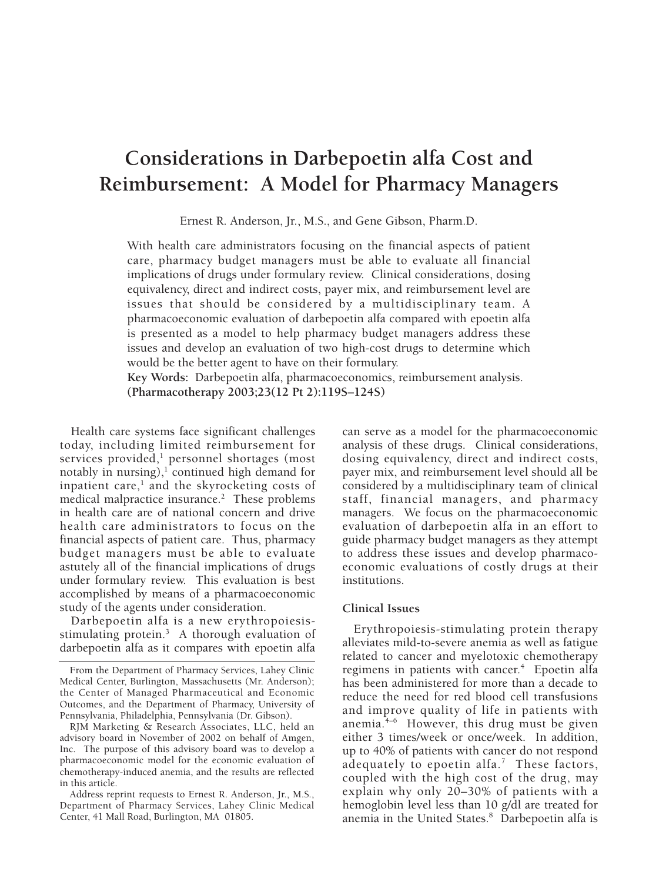# Considerations in Darbepoetin alfa Cost and Reimbursement: A Model for Pharmacy Managers

Ernest R. Anderson, Jr., M.S., and Gene Gibson, Pharm.D.

With health care administrators focusing on the financial aspects of patient care, pharmacy budget managers must be able to evaluate all financial implications of drugs under formulary review. Clinical considerations, dosing equivalency, direct and indirect costs, payer mix, and reimbursement level are issues that should be considered by a multidisciplinary team. A pharmacoeconomic evaluation of darbepoetin alfa compared with epoetin alfa is presented as a model to help pharmacy budget managers address these issues and develop an evaluation of two high-cost drugs to determine which would be the better agent to have on their formulary.

**Key Words:** Darbepoetin alfa, pharmacoeconomics, reimbursement analysis.

**(Pharmacotherapy 2003;23(12 Pt 2):119S–124S)**

Health care systems face significant challenges today, including limited reimbursement for services provided,[1] personnel shortages (most notably in nursing),[1] continued high demand for inpatient care,[1] and the skyrocketing costs of medical malpractice insurance.[2] These problems in health care are of national concern and drive health care administrators to focus on the financial aspects of patient care. Thus, pharmacy budget managers must be able to evaluate astutely all of the financial implications of drugs under formulary review. This evaluation is best accomplished by means of a pharmacoeconomic study of the agents under consideration.

Darbepoetin alfa is a new erythropoiesis-stimulating protein.[3] A thorough evaluation of darbepoetin alfa as it compares with epoetin alfa can serve as a model for the pharmacoeconomic analysis of these drugs. Clinical considerations, dosing equivalency, direct and indirect costs, payer mix, and reimbursement level should all be considered by a multidisciplinary team of clinical staff, financial managers, and pharmacy managers. We focus on the pharmacoeconomic evaluation of darbepoetin alfa in an effort to guide pharmacy budget managers as they attempt to address these issues and develop pharmacoeconomic evaluations of costly drugs at their institutions.

## Clinical Issues

Erythropoiesis-stimulating protein therapy alleviates mild-to-severe anemia as well as fatigue related to cancer and myelotoxic chemotherapy regimens in patients with cancer.[4] Epoetin alfa has been administered for more than a decade to reduce the need for red blood cell transfusions and improve quality of life in patients with anemia.[4–6] However, this drug must be given either 3 times/week or once/week. In addition, up to 40% of patients with cancer do not respond adequately to epoetin alfa.[7] These factors, coupled with the high cost of the drug, may explain why only 20–30% of patients with a hemoglobin level less than 10 g/dl are treated for anemia in the United States.[8] Darbepoetin alfa is

---

From the Department of Pharmacy Services, Lahey Clinic Medical Center, Burlington, Massachusetts (Mr. Anderson); the Center of Managed Pharmaceutical and Economic Outcomes, and the Department of Pharmacy, University of Pennsylvania, Philadelphia, Pennsylvania (Dr. Gibson).

RJM Marketing & Research Associates, LLC, held an advisory board in November of 2002 on behalf of Amgen, Inc. The purpose of this advisory board was to develop a pharmacoeconomic model for the economic evaluation of chemotherapy-induced anemia, and the results are reflected in this article.

Address reprint requests to Ernest R. Anderson, Jr., M.S., Department of Pharmacy Services, Lahey Clinic Medical Center, 41 Mall Road, Burlington, MA 01805.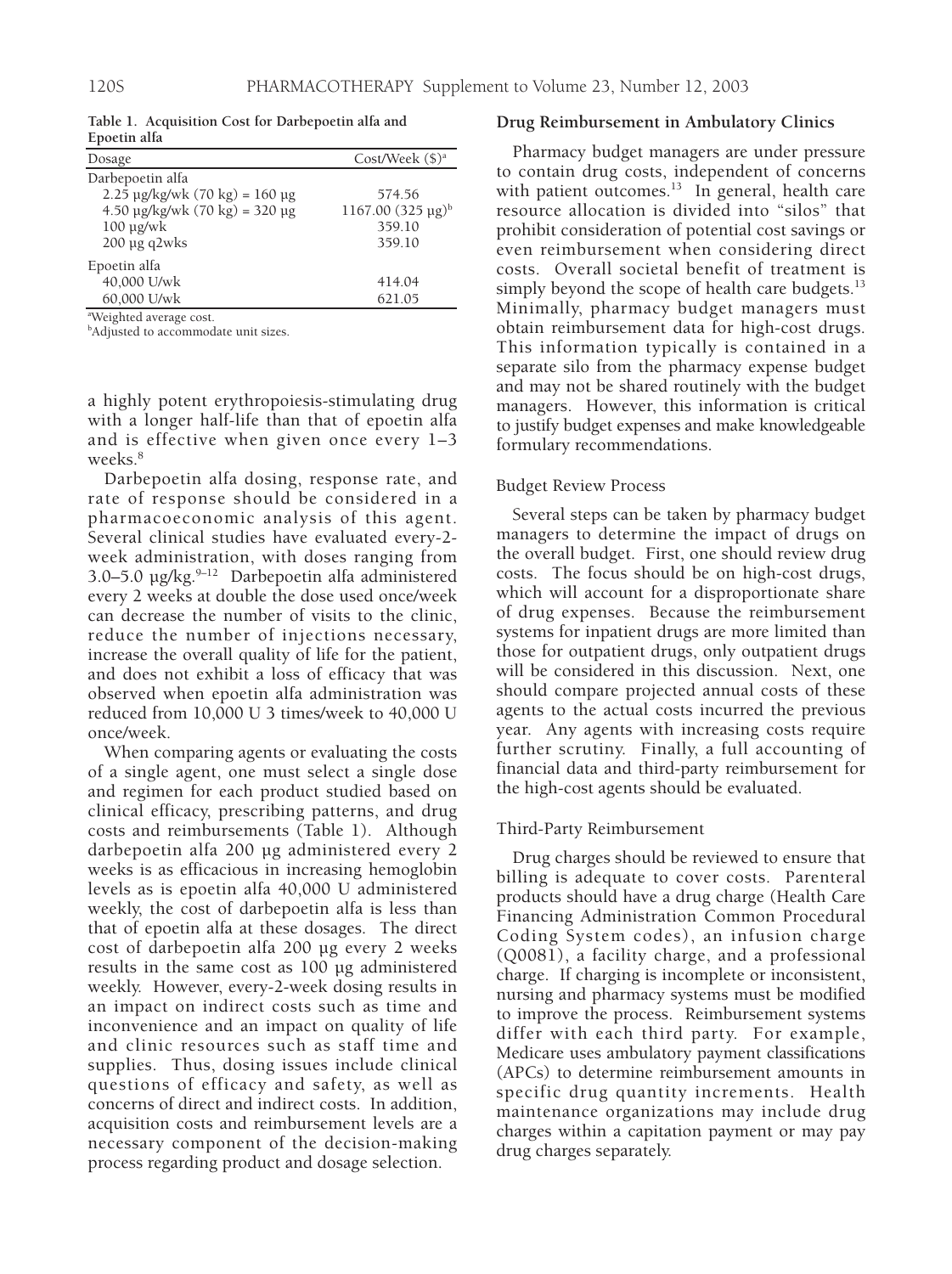**Table 1. Acquisition Cost for Darbepoetin alfa and Epoetin alfa**

| Dosage | Cost/Week ($)[a] |
|---|---|
| Darbepoetin alfa | |
| 2.25 µg/kg/wk (70 kg) = 160 µg | 574.56 |
| 4.50 µg/kg/wk (70 kg) = 320 µg | 1167.00 (325 µg)[b] |
| 100 µg/wk | 359.10 |
| 200 µg q2wks | 359.10 |
| Epoetin alfa | |
| 40,000 U/wk | 414.04 |
| 60,000 U/wk | 621.05 |

[a]Weighted average cost.
[b]Adjusted to accommodate unit sizes.

a highly potent erythropoiesis-stimulating drug with a longer half-life than that of epoetin alfa and is effective when given once every 1–3 weeks.[8]

Darbepoetin alfa dosing, response rate, and rate of response should be considered in a pharmacoeconomic analysis of this agent. Several clinical studies have evaluated every-2-week administration, with doses ranging from 3.0–5.0 µg/kg.[9–12] Darbepoetin alfa administered every 2 weeks at double the dose used once/week can decrease the number of visits to the clinic, reduce the number of injections necessary, increase the overall quality of life for the patient, and does not exhibit a loss of efficacy that was observed when epoetin alfa administration was reduced from 10,000 U 3 times/week to 40,000 U once/week.

When comparing agents or evaluating the costs of a single agent, one must select a single dose and regimen for each product studied based on clinical efficacy, prescribing patterns, and drug costs and reimbursements (Table 1). Although darbepoetin alfa 200 µg administered every 2 weeks is as efficacious in increasing hemoglobin levels as is epoetin alfa 40,000 U administered weekly, the cost of darbepoetin alfa is less than that of epoetin alfa at these dosages. The direct cost of darbepoetin alfa 200 µg every 2 weeks results in the same cost as 100 µg administered weekly. However, every-2-week dosing results in an impact on indirect costs such as time and inconvenience and an impact on quality of life and clinic resources such as staff time and supplies. Thus, dosing issues include clinical questions of efficacy and safety, as well as concerns of direct and indirect costs. In addition, acquisition costs and reimbursement levels are a necessary component of the decision-making process regarding product and dosage selection.

## Drug Reimbursement in Ambulatory Clinics

Pharmacy budget managers are under pressure to contain drug costs, independent of concerns with patient outcomes.[13] In general, health care resource allocation is divided into "silos" that prohibit consideration of potential cost savings or even reimbursement when considering direct costs. Overall societal benefit of treatment is simply beyond the scope of health care budgets.[13] Minimally, pharmacy budget managers must obtain reimbursement data for high-cost drugs. This information typically is contained in a separate silo from the pharmacy expense budget and may not be shared routinely with the budget managers. However, this information is critical to justify budget expenses and make knowledgeable formulary recommendations.

### Budget Review Process

Several steps can be taken by pharmacy budget managers to determine the impact of drugs on the overall budget. First, one should review drug costs. The focus should be on high-cost drugs, which will account for a disproportionate share of drug expenses. Because the reimbursement systems for inpatient drugs are more limited than those for outpatient drugs, only outpatient drugs will be considered in this discussion. Next, one should compare projected annual costs of these agents to the actual costs incurred the previous year. Any agents with increasing costs require further scrutiny. Finally, a full accounting of financial data and third-party reimbursement for the high-cost agents should be evaluated.

### Third-Party Reimbursement

Drug charges should be reviewed to ensure that billing is adequate to cover costs. Parenteral products should have a drug charge (Health Care Financing Administration Common Procedural Coding System codes), an infusion charge (Q0081), a facility charge, and a professional charge. If charging is incomplete or inconsistent, nursing and pharmacy systems must be modified to improve the process. Reimbursement systems differ with each third party. For example, Medicare uses ambulatory payment classifications (APCs) to determine reimbursement amounts in specific drug quantity increments. Health maintenance organizations may include drug charges within a capitation payment or may pay drug charges separately.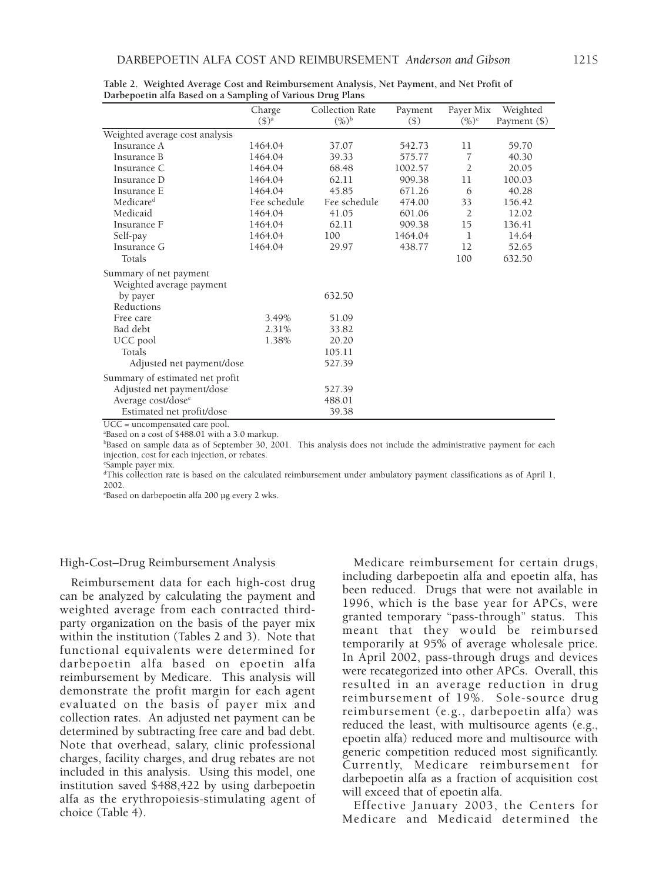**Table 2. Weighted Average Cost and Reimbursement Analysis, Net Payment, and Net Profit of Darbepoetin alfa Based on a Sampling of Various Drug Plans**

| | Charge ($)[a] | Collection Rate (%)[b] | Payment ($) | Payer Mix (%)[c] | Weighted Payment ($) |
|---|---|---|---|---|---|
| Weighted average cost analysis | | | | | |
| Insurance A | 1464.04 | 37.07 | 542.73 | 11 | 59.70 |
| Insurance B | 1464.04 | 39.33 | 575.77 | 7 | 40.30 |
| Insurance C | 1464.04 | 68.48 | 1002.57 | 2 | 20.05 |
| Insurance D | 1464.04 | 62.11 | 909.38 | 11 | 100.03 |
| Insurance E | 1464.04 | 45.85 | 671.26 | 6 | 40.28 |
| Medicare[d] | Fee schedule | Fee schedule | 474.00 | 33 | 156.42 |
| Medicaid | 1464.04 | 41.05 | 601.06 | 2 | 12.02 |
| Insurance F | 1464.04 | 62.11 | 909.38 | 15 | 136.41 |
| Self-pay | 1464.04 | 100 | 1464.04 | 1 | 14.64 |
| Insurance G | 1464.04 | 29.97 | 438.77 | 12 | 52.65 |
| Totals | | | | 100 | 632.50 |
| Summary of net payment | | | | | |
| Weighted average payment by payer | | 632.50 | | | |
| Reductions | | | | | |
| Free care | 3.49% | 51.09 | | | |
| Bad debt | 2.31% | 33.82 | | | |
| UCC pool | 1.38% | 20.20 | | | |
| Totals | | 105.11 | | | |
| Adjusted net payment/dose | | 527.39 | | | |
| Summary of estimated net profit | | | | | |
| Adjusted net payment/dose | | 527.39 | | | |
| Average cost/dose[e] | | 488.01 | | | |
| Estimated net profit/dose | | 39.38 | | | |

UCC = uncompensated care pool.

[a]Based on a cost of $488.01 with a 3.0 markup.

[b]Based on sample data as of September 30, 2001. This analysis does not include the administrative payment for each injection, cost for each injection, or rebates.

[c]Sample payer mix.

[d]This collection rate is based on the calculated reimbursement under ambulatory payment classifications as of April 1, 2002.

[e]Based on darbepoetin alfa 200 µg every 2 wks.

High-Cost–Drug Reimbursement Analysis

Reimbursement data for each high-cost drug can be analyzed by calculating the payment and weighted average from each contracted third-party organization on the basis of the payer mix within the institution (Tables 2 and 3). Note that functional equivalents were determined for darbepoetin alfa reimbursement by Medicare. This analysis will demonstrate the profit margin for each agent evaluated on the basis of payer mix and collection rates. An adjusted net payment can be determined by subtracting free care and bad debt. Note that overhead, salary, clinic professional charges, facility charges, and drug rebates are not included in this analysis. Using this model, one institution saved $488,422 by using darbepoetin alfa as the erythropoiesis-stimulating agent of choice (Table 4).

Medicare reimbursement for certain drugs, including darbepoetin alfa and epoetin alfa, has been reduced. Drugs that were not available in 1996, which is the base year for APCs, were granted temporary "pass-through" status. This meant that they would be reimbursed temporarily at 95% of average wholesale price. In April 2002, pass-through drugs and devices were recategorized into other APCs. Overall, this resulted in an average reduction in drug reimbursement of 19%. Sole-source drug reimbursement (e.g., darbepoetin alfa) was reduced the least, with multisource agents (e.g., epoetin alfa) reduced more and multisource with generic competition reduced most significantly. Currently, Medicare reimbursement for darbepoetin alfa as a fraction of acquisition cost will exceed that of epoetin alfa.

Effective January 2003, the Centers for Medicare and Medicaid determined the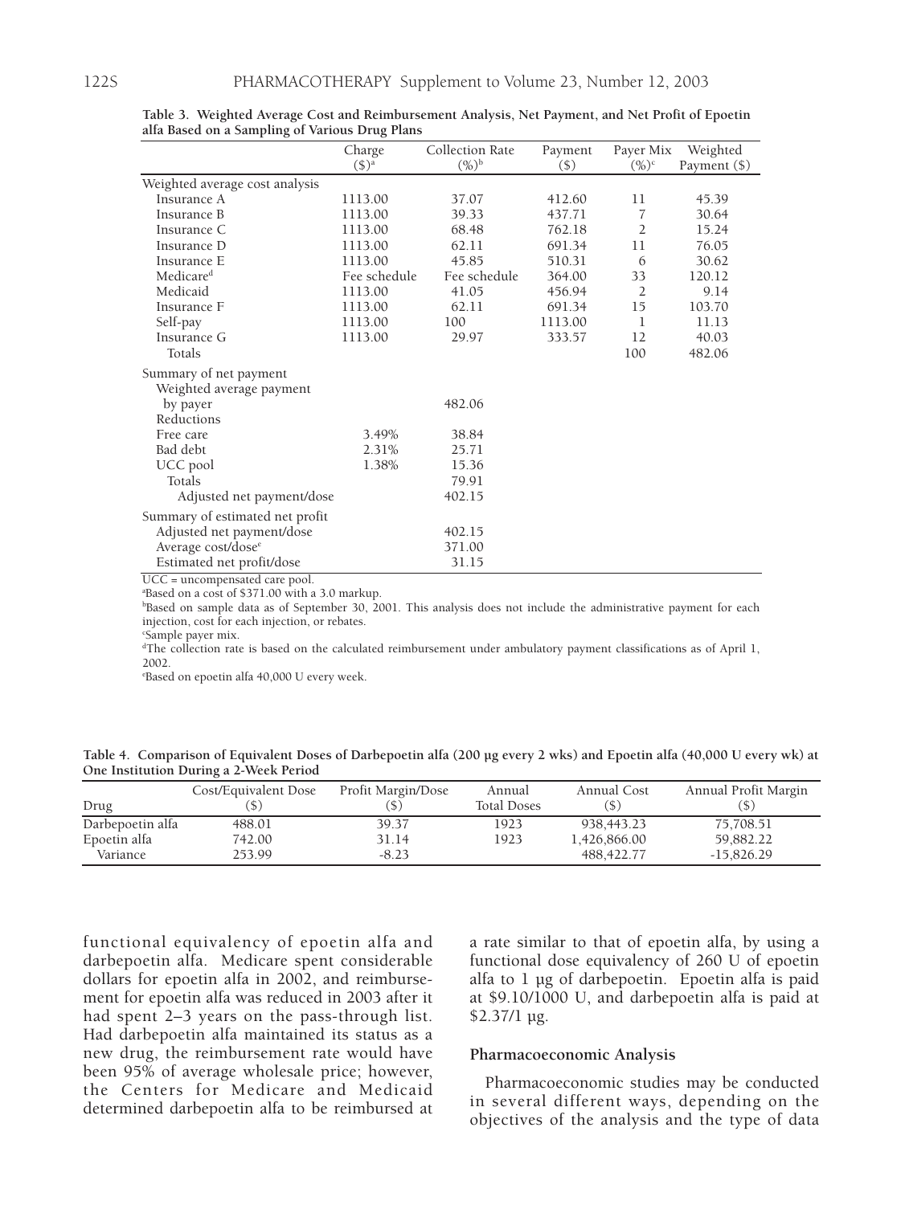**Table 3. Weighted Average Cost and Reimbursement Analysis, Net Payment, and Net Profit of Epoetin alfa Based on a Sampling of Various Drug Plans**

| | Charge ($)[a] | Collection Rate (%)[b] | Payment ($) | Payer Mix (%)[c] | Weighted Payment ($) |
|---|---|---|---|---|---|
| Weighted average cost analysis | | | | | |
| Insurance A | 1113.00 | 37.07 | 412.60 | 11 | 45.39 |
| Insurance B | 1113.00 | 39.33 | 437.71 | 7 | 30.64 |
| Insurance C | 1113.00 | 68.48 | 762.18 | 2 | 15.24 |
| Insurance D | 1113.00 | 62.11 | 691.34 | 11 | 76.05 |
| Insurance E | 1113.00 | 45.85 | 510.31 | 6 | 30.62 |
| Medicare[d] | Fee schedule | Fee schedule | 364.00 | 33 | 120.12 |
| Medicaid | 1113.00 | 41.05 | 456.94 | 2 | 9.14 |
| Insurance F | 1113.00 | 62.11 | 691.34 | 15 | 103.70 |
| Self-pay | 1113.00 | 100 | 1113.00 | 1 | 11.13 |
| Insurance G | 1113.00 | 29.97 | 333.57 | 12 | 40.03 |
| Totals | | | | 100 | 482.06 |
| Summary of net payment | | | | | |
| Weighted average payment by payer | | 482.06 | | | |
| Reductions | | | | | |
| Free care | 3.49% | 38.84 | | | |
| Bad debt | 2.31% | 25.71 | | | |
| UCC pool | 1.38% | 15.36 | | | |
| Totals | | 79.91 | | | |
| Adjusted net payment/dose | | 402.15 | | | |
| Summary of estimated net profit | | | | | |
| Adjusted net payment/dose | | 402.15 | | | |
| Average cost/dose[e] | | 371.00 | | | |
| Estimated net profit/dose | | 31.15 | | | |

UCC = uncompensated care pool.

[a]Based on a cost of $371.00 with a 3.0 markup.

[b]Based on sample data as of September 30, 2001. This analysis does not include the administrative payment for each injection, cost for each injection, or rebates.

[c]Sample payer mix.

[d]The collection rate is based on the calculated reimbursement under ambulatory payment classifications as of April 1, 2002.

[e]Based on epoetin alfa 40,000 U every week.

**Table 4. Comparison of Equivalent Doses of Darbepoetin alfa (200 µg every 2 wks) and Epoetin alfa (40,000 U every wk) at One Institution During a 2-Week Period**

| Drug | Cost/Equivalent Dose ($) | Profit Margin/Dose ($) | Annual Total Doses | Annual Cost ($) | Annual Profit Margin ($) |
|---|---|---|---|---|---|
| Darbepoetin alfa | 488.01 | 39.37 | 1923 | 938,443.23 | 75,708.51 |
| Epoetin alfa | 742.00 | 31.14 | 1923 | 1,426,866.00 | 59,882.22 |
| Variance | 253.99 | -8.23 | | 488,422.77 | -15,826.29 |

functional equivalency of epoetin alfa and darbepoetin alfa. Medicare spent considerable dollars for epoetin alfa in 2002, and reimbursement for epoetin alfa was reduced in 2003 after it had spent 2–3 years on the pass-through list. Had darbepoetin alfa maintained its status as a new drug, the reimbursement rate would have been 95% of average wholesale price; however, the Centers for Medicare and Medicaid determined darbepoetin alfa to be reimbursed at a rate similar to that of epoetin alfa, by using a functional dose equivalency of 260 U of epoetin alfa to 1 µg of darbepoetin. Epoetin alfa is paid at $9.10/1000 U, and darbepoetin alfa is paid at $2.37/1 µg.

### Pharmacoeconomic Analysis

Pharmacoeconomic studies may be conducted in several different ways, depending on the objectives of the analysis and the type of data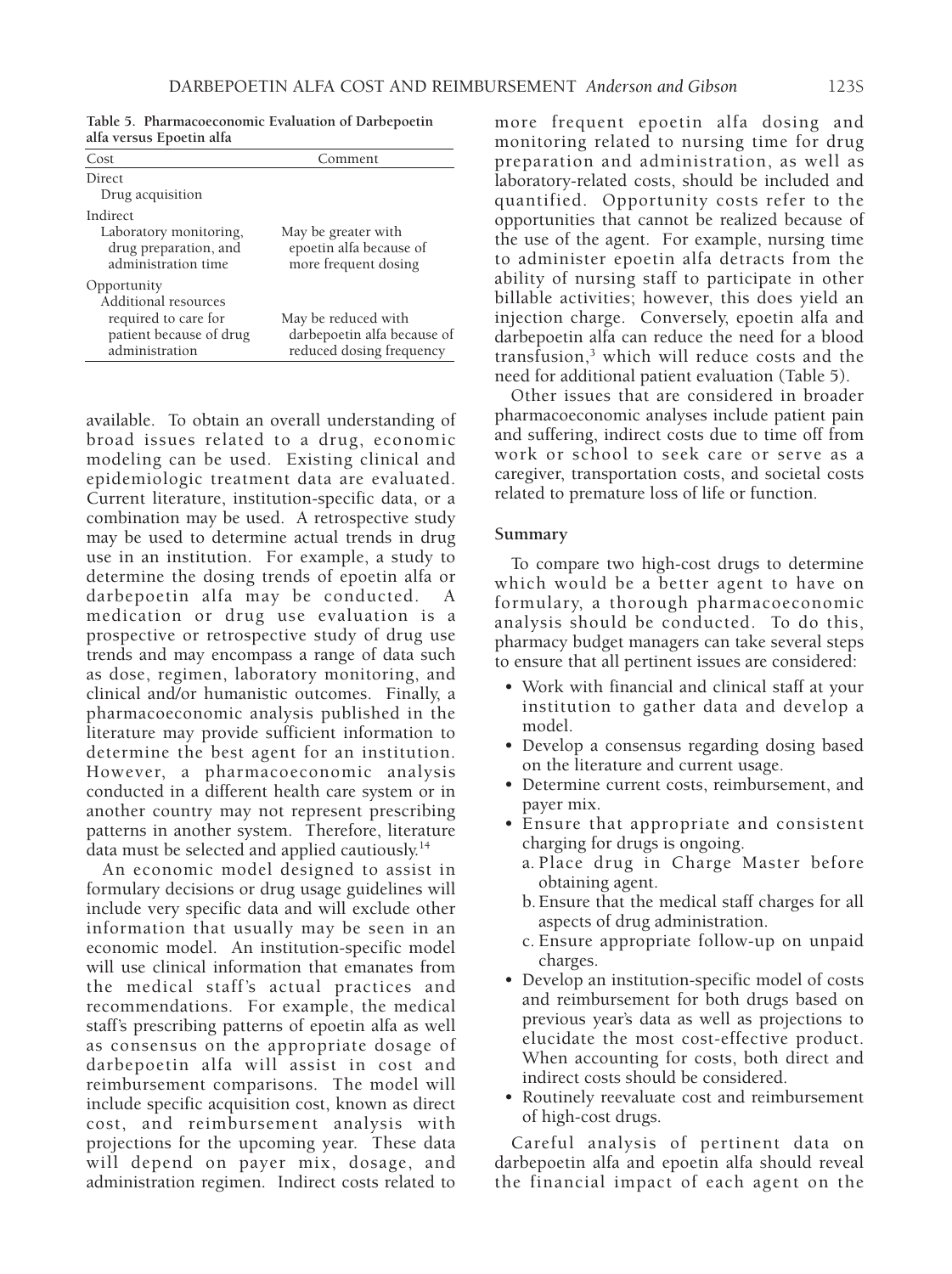**Table 5. Pharmacoeconomic Evaluation of Darbepoetin alfa versus Epoetin alfa**

| Cost | Comment |
|---|---|
| Direct | |
| Drug acquisition | |
| Indirect | |
| Laboratory monitoring, drug preparation, and administration time | May be greater with epoetin alfa because of more frequent dosing |
| Opportunity | |
| Additional resources required to care for patient because of drug administration | May be reduced with darbepoetin alfa because of reduced dosing frequency |

available. To obtain an overall understanding of broad issues related to a drug, economic modeling can be used. Existing clinical and epidemiologic treatment data are evaluated. Current literature, institution-specific data, or a combination may be used. A retrospective study may be used to determine actual trends in drug use in an institution. For example, a study to determine the dosing trends of epoetin alfa or darbepoetin alfa may be conducted. A medication or drug use evaluation is a prospective or retrospective study of drug use trends and may encompass a range of data such as dose, regimen, laboratory monitoring, and clinical and/or humanistic outcomes. Finally, a pharmacoeconomic analysis published in the literature may provide sufficient information to determine the best agent for an institution. However, a pharmacoeconomic analysis conducted in a different health care system or in another country may not represent prescribing patterns in another system. Therefore, literature data must be selected and applied cautiously.[14]

An economic model designed to assist in formulary decisions or drug usage guidelines will include very specific data and will exclude other information that usually may be seen in an economic model. An institution-specific model will use clinical information that emanates from the medical staff's actual practices and recommendations. For example, the medical staff's prescribing patterns of epoetin alfa as well as consensus on the appropriate dosage of darbepoetin alfa will assist in cost and reimbursement comparisons. The model will include specific acquisition cost, known as direct cost, and reimbursement analysis with projections for the upcoming year. These data will depend on payer mix, dosage, and administration regimen. Indirect costs related to more frequent epoetin alfa dosing and monitoring related to nursing time for drug preparation and administration, as well as laboratory-related costs, should be included and quantified. Opportunity costs refer to the opportunities that cannot be realized because of the use of the agent. For example, nursing time to administer epoetin alfa detracts from the ability of nursing staff to participate in other billable activities; however, this does yield an injection charge. Conversely, epoetin alfa and darbepoetin alfa can reduce the need for a blood transfusion,[3] which will reduce costs and the need for additional patient evaluation (Table 5).

Other issues that are considered in broader pharmacoeconomic analyses include patient pain and suffering, indirect costs due to time off from work or school to seek care or serve as a caregiver, transportation costs, and societal costs related to premature loss of life or function.

#### Summary

To compare two high-cost drugs to determine which would be a better agent to have on formulary, a thorough pharmacoeconomic analysis should be conducted. To do this, pharmacy budget managers can take several steps to ensure that all pertinent issues are considered:

- Work with financial and clinical staff at your institution to gather data and develop a model.
- Develop a consensus regarding dosing based on the literature and current usage.
- Determine current costs, reimbursement, and payer mix.
- Ensure that appropriate and consistent charging for drugs is ongoing.
  a. Place drug in Charge Master before obtaining agent.
  b. Ensure that the medical staff charges for all aspects of drug administration.
  c. Ensure appropriate follow-up on unpaid charges.
- Develop an institution-specific model of costs and reimbursement for both drugs based on previous year's data as well as projections to elucidate the most cost-effective product. When accounting for costs, both direct and indirect costs should be considered.
- Routinely reevaluate cost and reimbursement of high-cost drugs.

Careful analysis of pertinent data on darbepoetin alfa and epoetin alfa should reveal the financial impact of each agent on the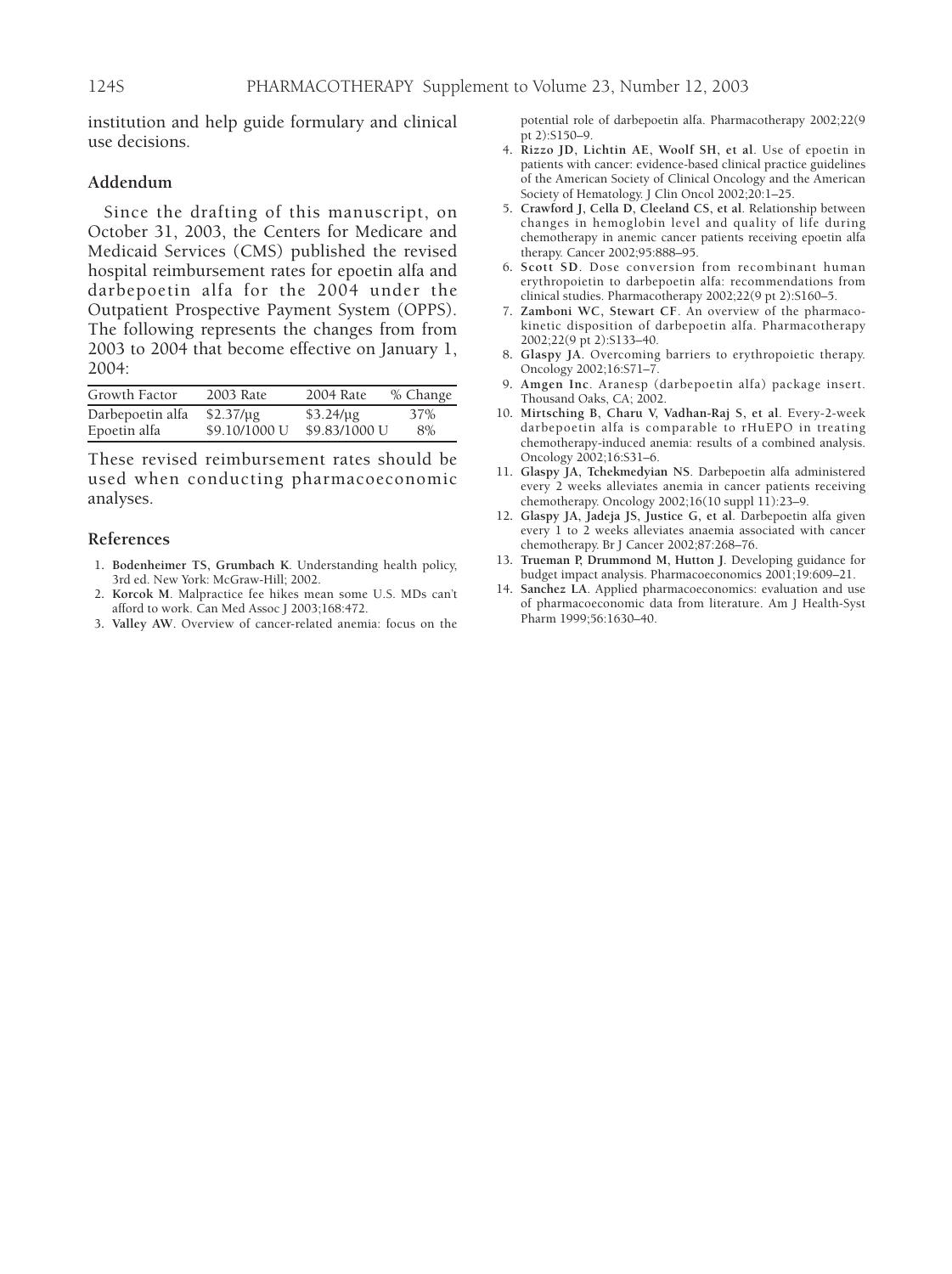institution and help guide formulary and clinical use decisions.

## Addendum

Since the drafting of this manuscript, on October 31, 2003, the Centers for Medicare and Medicaid Services (CMS) published the revised hospital reimbursement rates for epoetin alfa and darbepoetin alfa for the 2004 under the Outpatient Prospective Payment System (OPPS). The following represents the changes from from 2003 to 2004 that become effective on January 1, 2004:

| Growth Factor | 2003 Rate | 2004 Rate | % Change |
|---|---|---|---|
| Darbepoetin alfa | \$2.37/µg | \$3.24/µg | 37% |
| Epoetin alfa | \$9.10/1000 U | \$9.83/1000 U | 8% |

These revised reimbursement rates should be used when conducting pharmacoeconomic analyses.

## References

1. **Bodenheimer TS, Grumbach K**. Understanding health policy, 3rd ed. New York: McGraw-Hill; 2002.
2. **Korcok M**. Malpractice fee hikes mean some U.S. MDs can't afford to work. Can Med Assoc J 2003;168:472.
3. **Valley AW**. Overview of cancer-related anemia: focus on the potential role of darbepoetin alfa. Pharmacotherapy 2002;22(9 pt 2):S150–9.
4. **Rizzo JD, Lichtin AE, Woolf SH, et al**. Use of epoetin in patients with cancer: evidence-based clinical practice guidelines of the American Society of Clinical Oncology and the American Society of Hematology. J Clin Oncol 2002;20:1–25.
5. **Crawford J, Cella D, Cleeland CS, et al**. Relationship between changes in hemoglobin level and quality of life during chemotherapy in anemic cancer patients receiving epoetin alfa therapy. Cancer 2002;95:888–95.
6. **Scott SD**. Dose conversion from recombinant human erythropoietin to darbepoetin alfa: recommendations from clinical studies. Pharmacotherapy 2002;22(9 pt 2):S160–5.
7. **Zamboni WC, Stewart CF**. An overview of the pharmacokinetic disposition of darbepoetin alfa. Pharmacotherapy 2002;22(9 pt 2):S133–40.
8. **Glaspy JA**. Overcoming barriers to erythropoietic therapy. Oncology 2002;16:S71–7.
9. **Amgen Inc**. Aranesp (darbepoetin alfa) package insert. Thousand Oaks, CA; 2002.
10. **Mirtsching B, Charu V, Vadhan-Raj S, et al**. Every-2-week darbepoetin alfa is comparable to rHuEPO in treating chemotherapy-induced anemia: results of a combined analysis. Oncology 2002;16:S31–6.
11. **Glaspy JA, Tchekmedyian NS**. Darbepoetin alfa administered every 2 weeks alleviates anemia in cancer patients receiving chemotherapy. Oncology 2002;16(10 suppl 11):23–9.
12. **Glaspy JA, Jadeja JS, Justice G, et al**. Darbepoetin alfa given every 1 to 2 weeks alleviates anaemia associated with cancer chemotherapy. Br J Cancer 2002;87:268–76.
13. **Trueman P, Drummond M, Hutton J**. Developing guidance for budget impact analysis. Pharmacoeconomics 2001;19:609–21.
14. **Sanchez LA**. Applied pharmacoeconomics: evaluation and use of pharmacoeconomic data from literature. Am J Health-Syst Pharm 1999;56:1630–40.